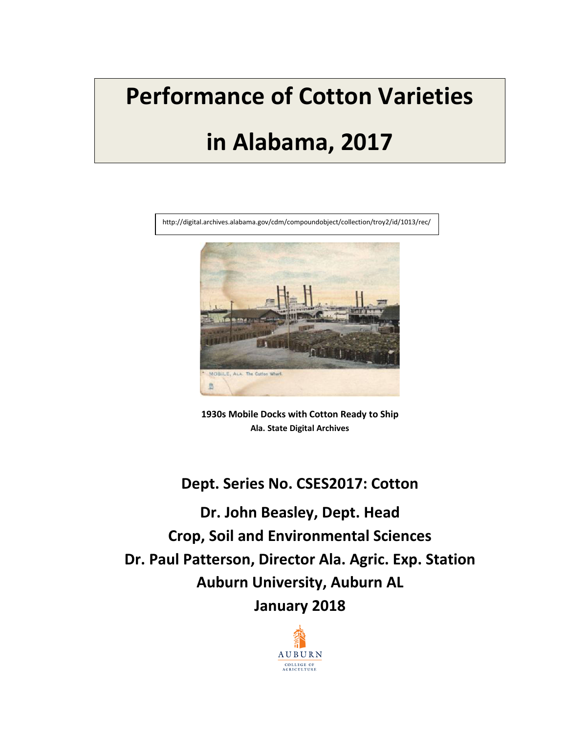# Performance of Cotton Varieties in Alabama, 2017

http://digital.archives.alabama.gov/cdm/compoundobject/collection/troy2/id/1013/rec/

**1930s Mobile Docks with Cotton Ready to Ship**
**Ala. State Digital Archives**

**Dept. Series No. CSES2017: Cotton**

**Dr. John Beasley, Dept. Head**

**Crop, Soil and Environmental Sciences**

**Dr. Paul Patterson, Director Ala. Agric. Exp. Station**

**Auburn University, Auburn AL**

**January 2018**

AUBURN
COLLEGE OF AGRICULTURE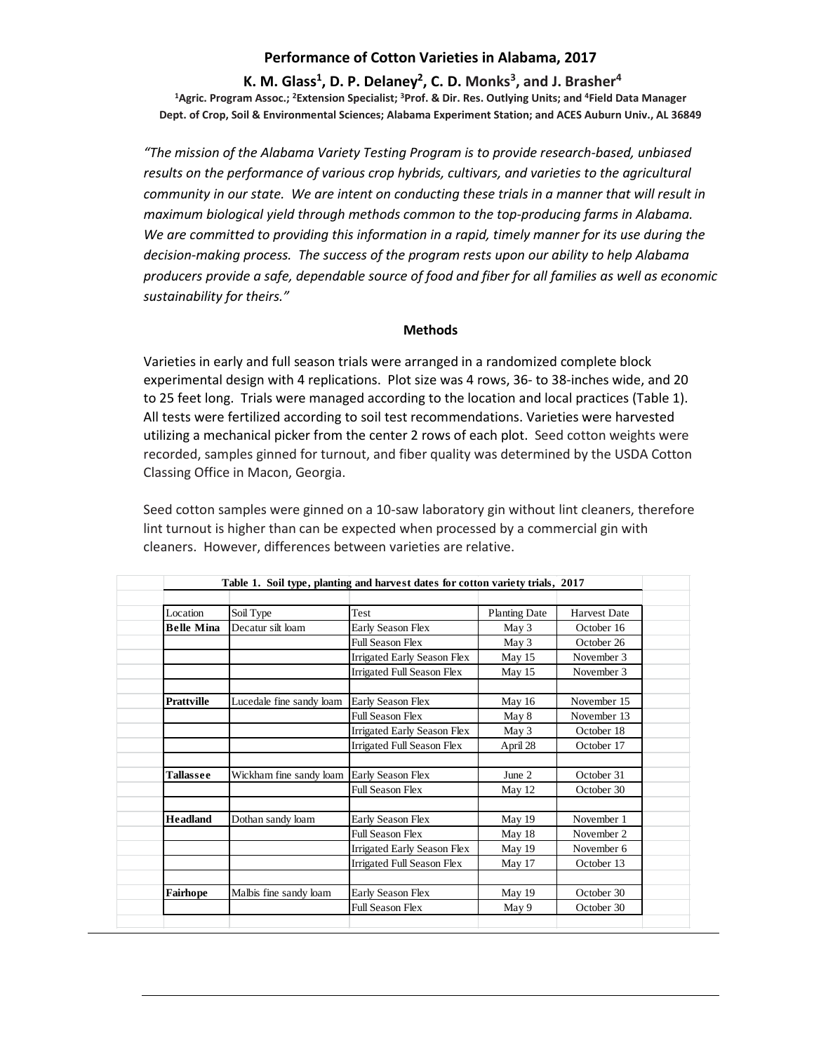# Performance of Cotton Varieties in Alabama, 2017

**K. M. Glass[1], D. P. Delaney[2], C. D. Monks[3], and J. Brasher[4]**

**[1]Agric. Program Assoc.; [2]Extension Specialist; [3]Prof. & Dir. Res. Outlying Units; and [4]Field Data Manager**
**Dept. of Crop, Soil & Environmental Sciences; Alabama Experiment Station; and ACES Auburn Univ., AL 36849**

*"The mission of the Alabama Variety Testing Program is to provide research-based, unbiased results on the performance of various crop hybrids, cultivars, and varieties to the agricultural community in our state. We are intent on conducting these trials in a manner that will result in maximum biological yield through methods common to the top-producing farms in Alabama. We are committed to providing this information in a rapid, timely manner for its use during the decision-making process. The success of the program rests upon our ability to help Alabama producers provide a safe, dependable source of food and fiber for all families as well as economic sustainability for theirs."*

## Methods

Varieties in early and full season trials were arranged in a randomized complete block experimental design with 4 replications. Plot size was 4 rows, 36- to 38-inches wide, and 20 to 25 feet long. Trials were managed according to the location and local practices (Table 1). All tests were fertilized according to soil test recommendations. Varieties were harvested utilizing a mechanical picker from the center 2 rows of each plot. Seed cotton weights were recorded, samples ginned for turnout, and fiber quality was determined by the USDA Cotton Classing Office in Macon, Georgia.

Seed cotton samples were ginned on a 10-saw laboratory gin without lint cleaners, therefore lint turnout is higher than can be expected when processed by a commercial gin with cleaners. However, differences between varieties are relative.

**Table 1. Soil type, planting and harvest dates for cotton variety trials, 2017**

| Location | Soil Type | Test | Planting Date | Harvest Date |
|---|---|---|---|---|
| **Belle Mina** | Decatur silt loam | Early Season Flex | May 3 | October 16 |
| | | Full Season Flex | May 3 | October 26 |
| | | Irrigated Early Season Flex | May 15 | November 3 |
| | | Irrigated Full Season Flex | May 15 | November 3 |
| **Prattville** | Lucedale fine sandy loam | Early Season Flex | May 16 | November 15 |
| | | Full Season Flex | May 8 | November 13 |
| | | Irrigated Early Season Flex | May 3 | October 18 |
| | | Irrigated Full Season Flex | April 28 | October 17 |
| **Tallassee** | Wickham fine sandy loam | Early Season Flex | June 2 | October 31 |
| | | Full Season Flex | May 12 | October 30 |
| **Headland** | Dothan sandy loam | Early Season Flex | May 19 | November 1 |
| | | Full Season Flex | May 18 | November 2 |
| | | Irrigated Early Season Flex | May 19 | November 6 |
| | | Irrigated Full Season Flex | May 17 | October 13 |
| **Fairhope** | Malbis fine sandy loam | Early Season Flex | May 19 | October 30 |
| | | Full Season Flex | May 9 | October 30 |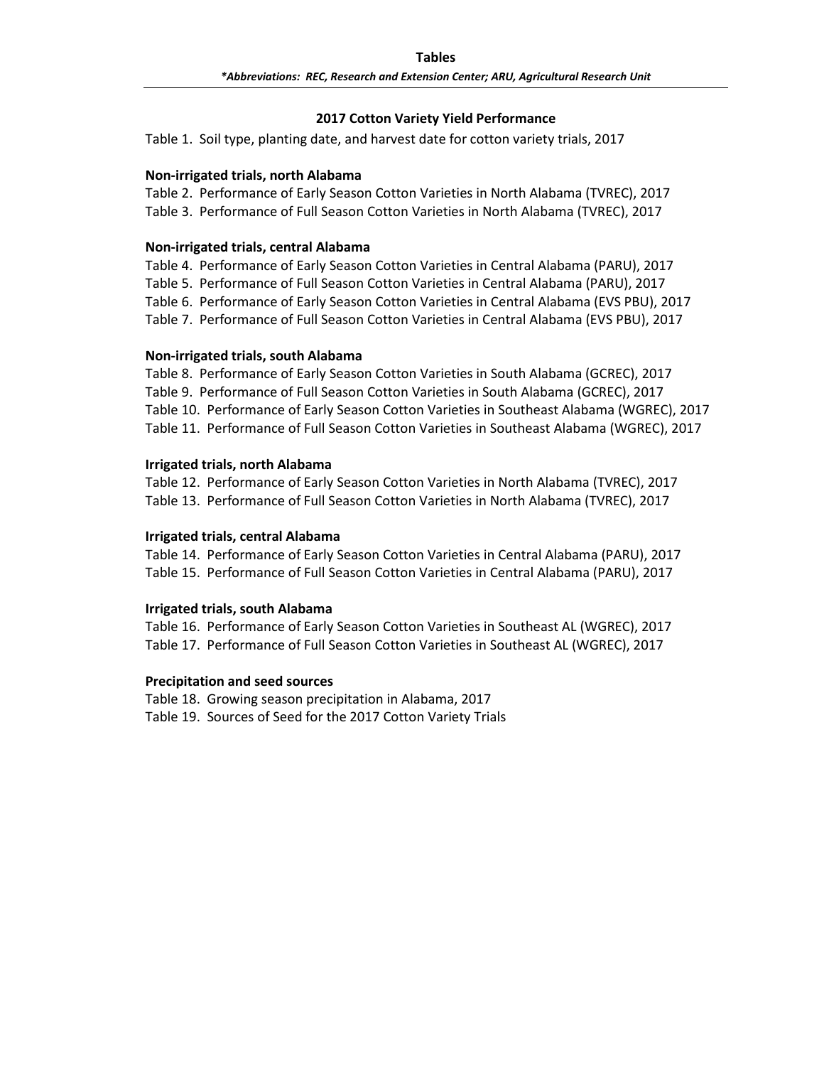# Tables

***Abbreviations: REC, Research and Extension Center; ARU, Agricultural Research Unit***

## 2017 Cotton Variety Yield Performance

Table 1. Soil type, planting date, and harvest date for cotton variety trials, 2017

**Non-irrigated trials, north Alabama**

Table 2. Performance of Early Season Cotton Varieties in North Alabama (TVREC), 2017
Table 3. Performance of Full Season Cotton Varieties in North Alabama (TVREC), 2017

**Non-irrigated trials, central Alabama**

Table 4. Performance of Early Season Cotton Varieties in Central Alabama (PARU), 2017
Table 5. Performance of Full Season Cotton Varieties in Central Alabama (PARU), 2017
Table 6. Performance of Early Season Cotton Varieties in Central Alabama (EVS PBU), 2017
Table 7. Performance of Full Season Cotton Varieties in Central Alabama (EVS PBU), 2017

**Non-irrigated trials, south Alabama**

Table 8. Performance of Early Season Cotton Varieties in South Alabama (GCREC), 2017
Table 9. Performance of Full Season Cotton Varieties in South Alabama (GCREC), 2017
Table 10. Performance of Early Season Cotton Varieties in Southeast Alabama (WGREC), 2017
Table 11. Performance of Full Season Cotton Varieties in Southeast Alabama (WGREC), 2017

**Irrigated trials, north Alabama**

Table 12. Performance of Early Season Cotton Varieties in North Alabama (TVREC), 2017
Table 13. Performance of Full Season Cotton Varieties in North Alabama (TVREC), 2017

**Irrigated trials, central Alabama**

Table 14. Performance of Early Season Cotton Varieties in Central Alabama (PARU), 2017
Table 15. Performance of Full Season Cotton Varieties in Central Alabama (PARU), 2017

**Irrigated trials, south Alabama**

Table 16. Performance of Early Season Cotton Varieties in Southeast AL (WGREC), 2017
Table 17. Performance of Full Season Cotton Varieties in Southeast AL (WGREC), 2017

**Precipitation and seed sources**

Table 18. Growing season precipitation in Alabama, 2017
Table 19. Sources of Seed for the 2017 Cotton Variety Trials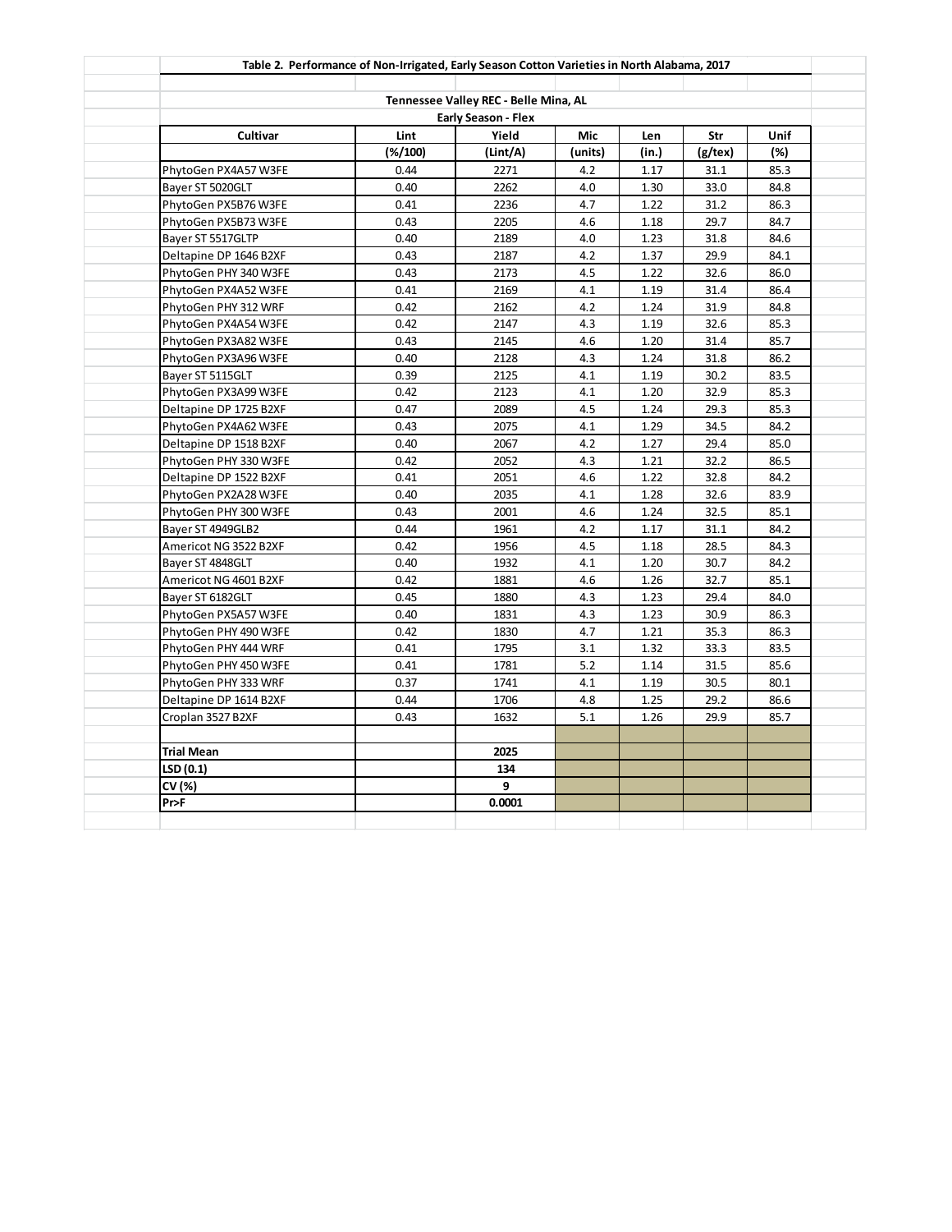**Table 2. Performance of Non-Irrigated, Early Season Cotton Varieties in North Alabama, 2017**

**Tennessee Valley REC - Belle Mina, AL**

**Early Season - Flex**

| Cultivar | Lint | Yield | Mic | Len | Str | Unif |
|---|---|---|---|---|---|---|
| | (%/100) | (Lint/A) | (units) | (in.) | (g/tex) | (%) |
| PhytoGen PX4A57 W3FE | 0.44 | 2271 | 4.2 | 1.17 | 31.1 | 85.3 |
| Bayer ST 5020GLT | 0.40 | 2262 | 4.0 | 1.30 | 33.0 | 84.8 |
| PhytoGen PX5B76 W3FE | 0.41 | 2236 | 4.7 | 1.22 | 31.2 | 86.3 |
| PhytoGen PX5B73 W3FE | 0.43 | 2205 | 4.6 | 1.18 | 29.7 | 84.7 |
| Bayer ST 5517GLTP | 0.40 | 2189 | 4.0 | 1.23 | 31.8 | 84.6 |
| Deltapine DP 1646 B2XF | 0.43 | 2187 | 4.2 | 1.37 | 29.9 | 84.1 |
| PhytoGen PHY 340 W3FE | 0.43 | 2173 | 4.5 | 1.22 | 32.6 | 86.0 |
| PhytoGen PX4A52 W3FE | 0.41 | 2169 | 4.1 | 1.19 | 31.4 | 86.4 |
| PhytoGen PHY 312 WRF | 0.42 | 2162 | 4.2 | 1.24 | 31.9 | 84.8 |
| PhytoGen PX4A54 W3FE | 0.42 | 2147 | 4.3 | 1.19 | 32.6 | 85.3 |
| PhytoGen PX3A82 W3FE | 0.43 | 2145 | 4.6 | 1.20 | 31.4 | 85.7 |
| PhytoGen PX3A96 W3FE | 0.40 | 2128 | 4.3 | 1.24 | 31.8 | 86.2 |
| Bayer ST 5115GLT | 0.39 | 2125 | 4.1 | 1.19 | 30.2 | 83.5 |
| PhytoGen PX3A99 W3FE | 0.42 | 2123 | 4.1 | 1.20 | 32.9 | 85.3 |
| Deltapine DP 1725 B2XF | 0.47 | 2089 | 4.5 | 1.24 | 29.3 | 85.3 |
| PhytoGen PX4A62 W3FE | 0.43 | 2075 | 4.1 | 1.29 | 34.5 | 84.2 |
| Deltapine DP 1518 B2XF | 0.40 | 2067 | 4.2 | 1.27 | 29.4 | 85.0 |
| PhytoGen PHY 330 W3FE | 0.42 | 2052 | 4.3 | 1.21 | 32.2 | 86.5 |
| Deltapine DP 1522 B2XF | 0.41 | 2051 | 4.6 | 1.22 | 32.8 | 84.2 |
| PhytoGen PX2A28 W3FE | 0.40 | 2035 | 4.1 | 1.28 | 32.6 | 83.9 |
| PhytoGen PHY 300 W3FE | 0.43 | 2001 | 4.6 | 1.24 | 32.5 | 85.1 |
| Bayer ST 4949GLB2 | 0.44 | 1961 | 4.2 | 1.17 | 31.1 | 84.2 |
| Americot NG 3522 B2XF | 0.42 | 1956 | 4.5 | 1.18 | 28.5 | 84.3 |
| Bayer ST 4848GLT | 0.40 | 1932 | 4.1 | 1.20 | 30.7 | 84.2 |
| Americot NG 4601 B2XF | 0.42 | 1881 | 4.6 | 1.26 | 32.7 | 85.1 |
| Bayer ST 6182GLT | 0.45 | 1880 | 4.3 | 1.23 | 29.4 | 84.0 |
| PhytoGen PX5A57 W3FE | 0.40 | 1831 | 4.3 | 1.23 | 30.9 | 86.3 |
| PhytoGen PHY 490 W3FE | 0.42 | 1830 | 4.7 | 1.21 | 35.3 | 86.3 |
| PhytoGen PHY 444 WRF | 0.41 | 1795 | 3.1 | 1.32 | 33.3 | 83.5 |
| PhytoGen PHY 450 W3FE | 0.41 | 1781 | 5.2 | 1.14 | 31.5 | 85.6 |
| PhytoGen PHY 333 WRF | 0.37 | 1741 | 4.1 | 1.19 | 30.5 | 80.1 |
| Deltapine DP 1614 B2XF | 0.44 | 1706 | 4.8 | 1.25 | 29.2 | 86.6 |
| Croplan 3527 B2XF | 0.43 | 1632 | 5.1 | 1.26 | 29.9 | 85.7 |
| | | | | | | |
| **Trial Mean** | | **2025** | | | | |
| **LSD (0.1)** | | **134** | | | | |
| **CV (%)** | | **9** | | | | |
| **Pr>F** | | **0.0001** | | | | |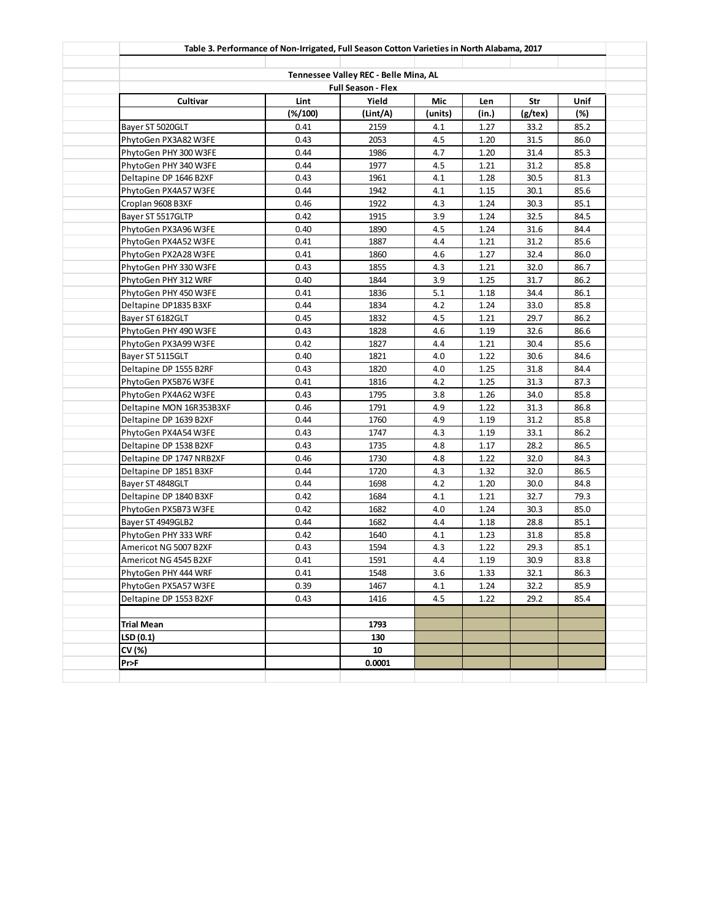**Table 3. Performance of Non-Irrigated, Full Season Cotton Varieties in North Alabama, 2017**

**Tennessee Valley REC - Belle Mina, AL**

**Full Season - Flex**

| Cultivar | Lint | Yield | Mic | Len | Str | Unif |
|---|---|---|---|---|---|---|
| | (%/100) | (Lint/A) | (units) | (in.) | (g/tex) | (%) |
| Bayer ST 5020GLT | 0.41 | 2159 | 4.1 | 1.27 | 33.2 | 85.2 |
| PhytoGen PX3A82 W3FE | 0.43 | 2053 | 4.5 | 1.20 | 31.5 | 86.0 |
| PhytoGen PHY 300 W3FE | 0.44 | 1986 | 4.7 | 1.20 | 31.4 | 85.3 |
| PhytoGen PHY 340 W3FE | 0.44 | 1977 | 4.5 | 1.21 | 31.2 | 85.8 |
| Deltapine DP 1646 B2XF | 0.43 | 1961 | 4.1 | 1.28 | 30.5 | 81.3 |
| PhytoGen PX4A57 W3FE | 0.44 | 1942 | 4.1 | 1.15 | 30.1 | 85.6 |
| Croplan 9608 B3XF | 0.46 | 1922 | 4.3 | 1.24 | 30.3 | 85.1 |
| Bayer ST 5517GLTP | 0.42 | 1915 | 3.9 | 1.24 | 32.5 | 84.5 |
| PhytoGen PX3A96 W3FE | 0.40 | 1890 | 4.5 | 1.24 | 31.6 | 84.4 |
| PhytoGen PX4A52 W3FE | 0.41 | 1887 | 4.4 | 1.21 | 31.2 | 85.6 |
| PhytoGen PX2A28 W3FE | 0.41 | 1860 | 4.6 | 1.27 | 32.4 | 86.0 |
| PhytoGen PHY 330 W3FE | 0.43 | 1855 | 4.3 | 1.21 | 32.0 | 86.7 |
| PhytoGen PHY 312 WRF | 0.40 | 1844 | 3.9 | 1.25 | 31.7 | 86.2 |
| PhytoGen PHY 450 W3FE | 0.41 | 1836 | 5.1 | 1.18 | 34.4 | 86.1 |
| Deltapine DP1835 B3XF | 0.44 | 1834 | 4.2 | 1.24 | 33.0 | 85.8 |
| Bayer ST 6182GLT | 0.45 | 1832 | 4.5 | 1.21 | 29.7 | 86.2 |
| PhytoGen PHY 490 W3FE | 0.43 | 1828 | 4.6 | 1.19 | 32.6 | 86.6 |
| PhytoGen PX3A99 W3FE | 0.42 | 1827 | 4.4 | 1.21 | 30.4 | 85.6 |
| Bayer ST 5115GLT | 0.40 | 1821 | 4.0 | 1.22 | 30.6 | 84.6 |
| Deltapine DP 1555 B2RF | 0.43 | 1820 | 4.0 | 1.25 | 31.8 | 84.4 |
| PhytoGen PX5B76 W3FE | 0.41 | 1816 | 4.2 | 1.25 | 31.3 | 87.3 |
| PhytoGen PX4A62 W3FE | 0.43 | 1795 | 3.8 | 1.26 | 34.0 | 85.8 |
| Deltapine MON 16R353B3XF | 0.46 | 1791 | 4.9 | 1.22 | 31.3 | 86.8 |
| Deltapine DP 1639 B2XF | 0.44 | 1760 | 4.9 | 1.19 | 31.2 | 85.8 |
| PhytoGen PX4A54 W3FE | 0.43 | 1747 | 4.3 | 1.19 | 33.1 | 86.2 |
| Deltapine DP 1538 B2XF | 0.43 | 1735 | 4.8 | 1.17 | 28.2 | 86.5 |
| Deltapine DP 1747 NRB2XF | 0.46 | 1730 | 4.8 | 1.22 | 32.0 | 84.3 |
| Deltapine DP 1851 B3XF | 0.44 | 1720 | 4.3 | 1.32 | 32.0 | 86.5 |
| Bayer ST 4848GLT | 0.44 | 1698 | 4.2 | 1.20 | 30.0 | 84.8 |
| Deltapine DP 1840 B3XF | 0.42 | 1684 | 4.1 | 1.21 | 32.7 | 79.3 |
| PhytoGen PX5B73 W3FE | 0.42 | 1682 | 4.0 | 1.24 | 30.3 | 85.0 |
| Bayer ST 4949GLB2 | 0.44 | 1682 | 4.4 | 1.18 | 28.8 | 85.1 |
| PhytoGen PHY 333 WRF | 0.42 | 1640 | 4.1 | 1.23 | 31.8 | 85.8 |
| Americot NG 5007 B2XF | 0.43 | 1594 | 4.3 | 1.22 | 29.3 | 85.1 |
| Americot NG 4545 B2XF | 0.41 | 1591 | 4.4 | 1.19 | 30.9 | 83.8 |
| PhytoGen PHY 444 WRF | 0.41 | 1548 | 3.6 | 1.33 | 32.1 | 86.3 |
| PhytoGen PX5A57 W3FE | 0.39 | 1467 | 4.1 | 1.24 | 32.2 | 85.9 |
| Deltapine DP 1553 B2XF | 0.43 | 1416 | 4.5 | 1.22 | 29.2 | 85.4 |
| | | | | | | |
| **Trial Mean** | | **1793** | | | | |
| **LSD (0.1)** | | **130** | | | | |
| **CV (%)** | | **10** | | | | |
| **Pr>F** | | **0.0001** | | | | |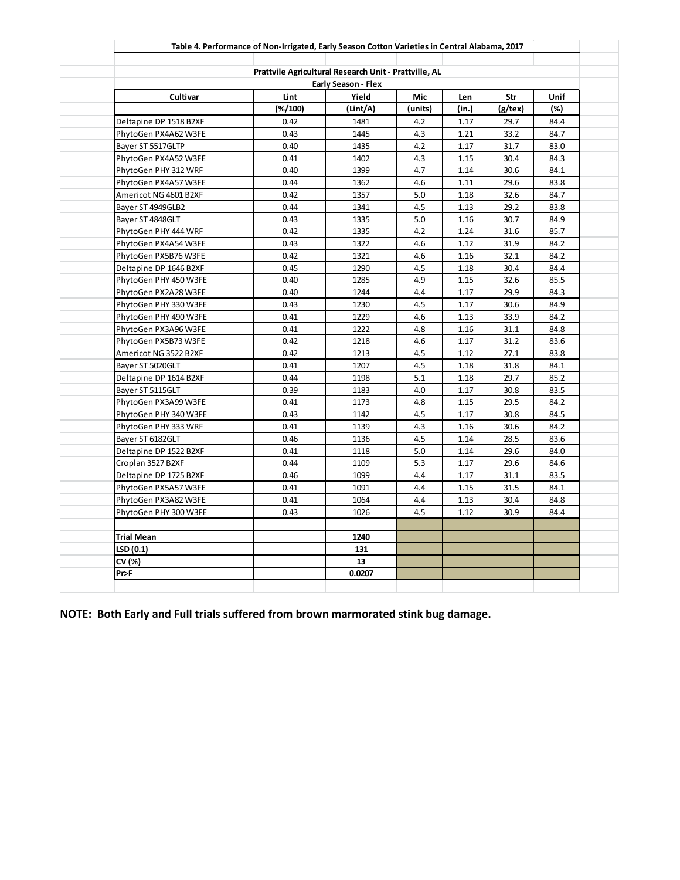**Table 4. Performance of Non-Irrigated, Early Season Cotton Varieties in Central Alabama, 2017**

**Prattvile Agricultural Research Unit - Prattville, AL**

**Early Season - Flex**

| Cultivar | Lint | Yield | Mic | Len | Str | Unif |
|---|---|---|---|---|---|---|
| | (%/100) | (Lint/A) | (units) | (in.) | (g/tex) | (%) |
| Deltapine DP 1518 B2XF | 0.42 | 1481 | 4.2 | 1.17 | 29.7 | 84.4 |
| PhytoGen PX4A62 W3FE | 0.43 | 1445 | 4.3 | 1.21 | 33.2 | 84.7 |
| Bayer ST 5517GLTP | 0.40 | 1435 | 4.2 | 1.17 | 31.7 | 83.0 |
| PhytoGen PX4A52 W3FE | 0.41 | 1402 | 4.3 | 1.15 | 30.4 | 84.3 |
| PhytoGen PHY 312 WRF | 0.40 | 1399 | 4.7 | 1.14 | 30.6 | 84.1 |
| PhytoGen PX4A57 W3FE | 0.44 | 1362 | 4.6 | 1.11 | 29.6 | 83.8 |
| Americot NG 4601 B2XF | 0.42 | 1357 | 5.0 | 1.18 | 32.6 | 84.7 |
| Bayer ST 4949GLB2 | 0.44 | 1341 | 4.5 | 1.13 | 29.2 | 83.8 |
| Bayer ST 4848GLT | 0.43 | 1335 | 5.0 | 1.16 | 30.7 | 84.9 |
| PhytoGen PHY 444 WRF | 0.42 | 1335 | 4.2 | 1.24 | 31.6 | 85.7 |
| PhytoGen PX4A54 W3FE | 0.43 | 1322 | 4.6 | 1.12 | 31.9 | 84.2 |
| PhytoGen PX5B76 W3FE | 0.42 | 1321 | 4.6 | 1.16 | 32.1 | 84.2 |
| Deltapine DP 1646 B2XF | 0.45 | 1290 | 4.5 | 1.18 | 30.4 | 84.4 |
| PhytoGen PHY 450 W3FE | 0.40 | 1285 | 4.9 | 1.15 | 32.6 | 85.5 |
| PhytoGen PX2A28 W3FE | 0.40 | 1244 | 4.4 | 1.17 | 29.9 | 84.3 |
| PhytoGen PHY 330 W3FE | 0.43 | 1230 | 4.5 | 1.17 | 30.6 | 84.9 |
| PhytoGen PHY 490 W3FE | 0.41 | 1229 | 4.6 | 1.13 | 33.9 | 84.2 |
| PhytoGen PX3A96 W3FE | 0.41 | 1222 | 4.8 | 1.16 | 31.1 | 84.8 |
| PhytoGen PX5B73 W3FE | 0.42 | 1218 | 4.6 | 1.17 | 31.2 | 83.6 |
| Americot NG 3522 B2XF | 0.42 | 1213 | 4.5 | 1.12 | 27.1 | 83.8 |
| Bayer ST 5020GLT | 0.41 | 1207 | 4.5 | 1.18 | 31.8 | 84.1 |
| Deltapine DP 1614 B2XF | 0.44 | 1198 | 5.1 | 1.18 | 29.7 | 85.2 |
| Bayer ST 5115GLT | 0.39 | 1183 | 4.0 | 1.17 | 30.8 | 83.5 |
| PhytoGen PX3A99 W3FE | 0.41 | 1173 | 4.8 | 1.15 | 29.5 | 84.2 |
| PhytoGen PHY 340 W3FE | 0.43 | 1142 | 4.5 | 1.17 | 30.8 | 84.5 |
| PhytoGen PHY 333 WRF | 0.41 | 1139 | 4.3 | 1.16 | 30.6 | 84.2 |
| Bayer ST 6182GLT | 0.46 | 1136 | 4.5 | 1.14 | 28.5 | 83.6 |
| Deltapine DP 1522 B2XF | 0.41 | 1118 | 5.0 | 1.14 | 29.6 | 84.0 |
| Croplan 3527 B2XF | 0.44 | 1109 | 5.3 | 1.17 | 29.6 | 84.6 |
| Deltapine DP 1725 B2XF | 0.46 | 1099 | 4.4 | 1.17 | 31.1 | 83.5 |
| PhytoGen PX5A57 W3FE | 0.41 | 1091 | 4.4 | 1.15 | 31.5 | 84.1 |
| PhytoGen PX3A82 W3FE | 0.41 | 1064 | 4.4 | 1.13 | 30.4 | 84.8 |
| PhytoGen PHY 300 W3FE | 0.43 | 1026 | 4.5 | 1.12 | 30.9 | 84.4 |
| | | | | | | |
| **Trial Mean** | | **1240** | | | | |
| **LSD (0.1)** | | **131** | | | | |
| **CV (%)** | | **13** | | | | |
| **Pr>F** | | **0.0207** | | | | |

**NOTE: Both Early and Full trials suffered from brown marmorated stink bug damage.**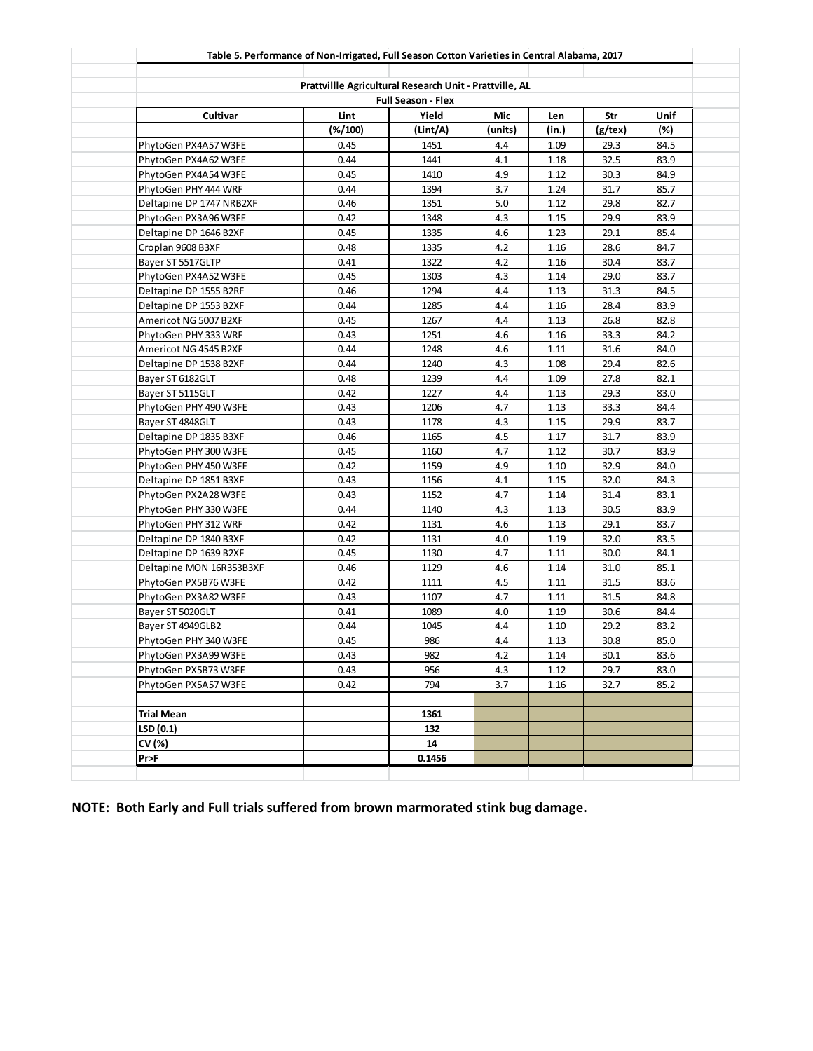**Table 5. Performance of Non-Irrigated, Full Season Cotton Varieties in Central Alabama, 2017**

**Prattvillle Agricultural Research Unit - Prattville, AL**

**Full Season - Flex**

| Cultivar | Lint | Yield | Mic | Len | Str | Unif |
|---|---|---|---|---|---|---|
| | (%/100) | (Lint/A) | (units) | (in.) | (g/tex) | (%) |
| PhytoGen PX4A57 W3FE | 0.45 | 1451 | 4.4 | 1.09 | 29.3 | 84.5 |
| PhytoGen PX4A62 W3FE | 0.44 | 1441 | 4.1 | 1.18 | 32.5 | 83.9 |
| PhytoGen PX4A54 W3FE | 0.45 | 1410 | 4.9 | 1.12 | 30.3 | 84.9 |
| PhytoGen PHY 444 WRF | 0.44 | 1394 | 3.7 | 1.24 | 31.7 | 85.7 |
| Deltapine DP 1747 NRB2XF | 0.46 | 1351 | 5.0 | 1.12 | 29.8 | 82.7 |
| PhytoGen PX3A96 W3FE | 0.42 | 1348 | 4.3 | 1.15 | 29.9 | 83.9 |
| Deltapine DP 1646 B2XF | 0.45 | 1335 | 4.6 | 1.23 | 29.1 | 85.4 |
| Croplan 9608 B3XF | 0.48 | 1335 | 4.2 | 1.16 | 28.6 | 84.7 |
| Bayer ST 5517GLTP | 0.41 | 1322 | 4.2 | 1.16 | 30.4 | 83.7 |
| PhytoGen PX4A52 W3FE | 0.45 | 1303 | 4.3 | 1.14 | 29.0 | 83.7 |
| Deltapine DP 1555 B2RF | 0.46 | 1294 | 4.4 | 1.13 | 31.3 | 84.5 |
| Deltapine DP 1553 B2XF | 0.44 | 1285 | 4.4 | 1.16 | 28.4 | 83.9 |
| Americot NG 5007 B2XF | 0.45 | 1267 | 4.4 | 1.13 | 26.8 | 82.8 |
| PhytoGen PHY 333 WRF | 0.43 | 1251 | 4.6 | 1.16 | 33.3 | 84.2 |
| Americot NG 4545 B2XF | 0.44 | 1248 | 4.6 | 1.11 | 31.6 | 84.0 |
| Deltapine DP 1538 B2XF | 0.44 | 1240 | 4.3 | 1.08 | 29.4 | 82.6 |
| Bayer ST 6182GLT | 0.48 | 1239 | 4.4 | 1.09 | 27.8 | 82.1 |
| Bayer ST 5115GLT | 0.42 | 1227 | 4.4 | 1.13 | 29.3 | 83.0 |
| PhytoGen PHY 490 W3FE | 0.43 | 1206 | 4.7 | 1.13 | 33.3 | 84.4 |
| Bayer ST 4848GLT | 0.43 | 1178 | 4.3 | 1.15 | 29.9 | 83.7 |
| Deltapine DP 1835 B3XF | 0.46 | 1165 | 4.5 | 1.17 | 31.7 | 83.9 |
| PhytoGen PHY 300 W3FE | 0.45 | 1160 | 4.7 | 1.12 | 30.7 | 83.9 |
| PhytoGen PHY 450 W3FE | 0.42 | 1159 | 4.9 | 1.10 | 32.9 | 84.0 |
| Deltapine DP 1851 B3XF | 0.43 | 1156 | 4.1 | 1.15 | 32.0 | 84.3 |
| PhytoGen PX2A28 W3FE | 0.43 | 1152 | 4.7 | 1.14 | 31.4 | 83.1 |
| PhytoGen PHY 330 W3FE | 0.44 | 1140 | 4.3 | 1.13 | 30.5 | 83.9 |
| PhytoGen PHY 312 WRF | 0.42 | 1131 | 4.6 | 1.13 | 29.1 | 83.7 |
| Deltapine DP 1840 B3XF | 0.42 | 1131 | 4.0 | 1.19 | 32.0 | 83.5 |
| Deltapine DP 1639 B2XF | 0.45 | 1130 | 4.7 | 1.11 | 30.0 | 84.1 |
| Deltapine MON 16R353B3XF | 0.46 | 1129 | 4.6 | 1.14 | 31.0 | 85.1 |
| PhytoGen PX5B76 W3FE | 0.42 | 1111 | 4.5 | 1.11 | 31.5 | 83.6 |
| PhytoGen PX3A82 W3FE | 0.43 | 1107 | 4.7 | 1.11 | 31.5 | 84.8 |
| Bayer ST 5020GLT | 0.41 | 1089 | 4.0 | 1.19 | 30.6 | 84.4 |
| Bayer ST 4949GLB2 | 0.44 | 1045 | 4.4 | 1.10 | 29.2 | 83.2 |
| PhytoGen PHY 340 W3FE | 0.45 | 986 | 4.4 | 1.13 | 30.8 | 85.0 |
| PhytoGen PX3A99 W3FE | 0.43 | 982 | 4.2 | 1.14 | 30.1 | 83.6 |
| PhytoGen PX5B73 W3FE | 0.43 | 956 | 4.3 | 1.12 | 29.7 | 83.0 |
| PhytoGen PX5A57 W3FE | 0.42 | 794 | 3.7 | 1.16 | 32.7 | 85.2 |
| | | | | | | |
| **Trial Mean** | | **1361** | | | | |
| **LSD (0.1)** | | **132** | | | | |
| **CV (%)** | | **14** | | | | |
| **Pr>F** | | **0.1456** | | | | |

**NOTE: Both Early and Full trials suffered from brown marmorated stink bug damage.**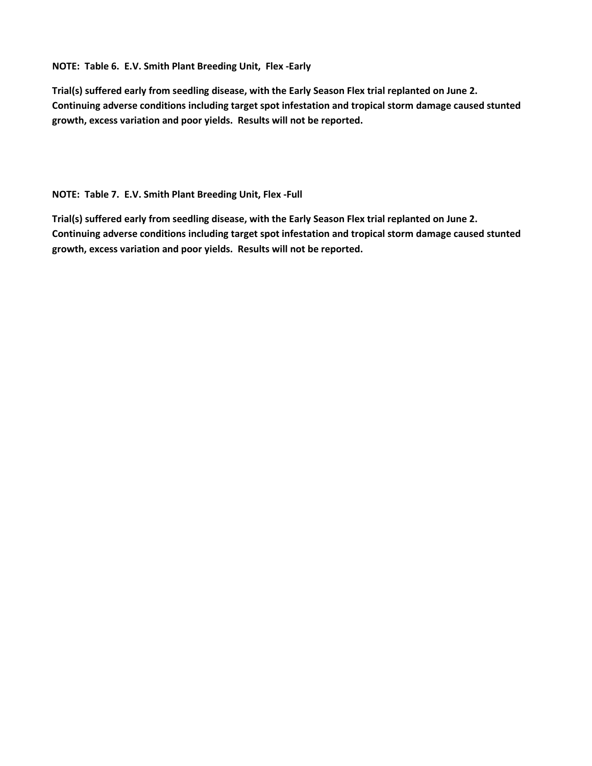**NOTE: Table 6. E.V. Smith Plant Breeding Unit, Flex -Early**

**Trial(s) suffered early from seedling disease, with the Early Season Flex trial replanted on June 2. Continuing adverse conditions including target spot infestation and tropical storm damage caused stunted growth, excess variation and poor yields. Results will not be reported.**

**NOTE: Table 7. E.V. Smith Plant Breeding Unit, Flex -Full**

**Trial(s) suffered early from seedling disease, with the Early Season Flex trial replanted on June 2. Continuing adverse conditions including target spot infestation and tropical storm damage caused stunted growth, excess variation and poor yields. Results will not be reported.**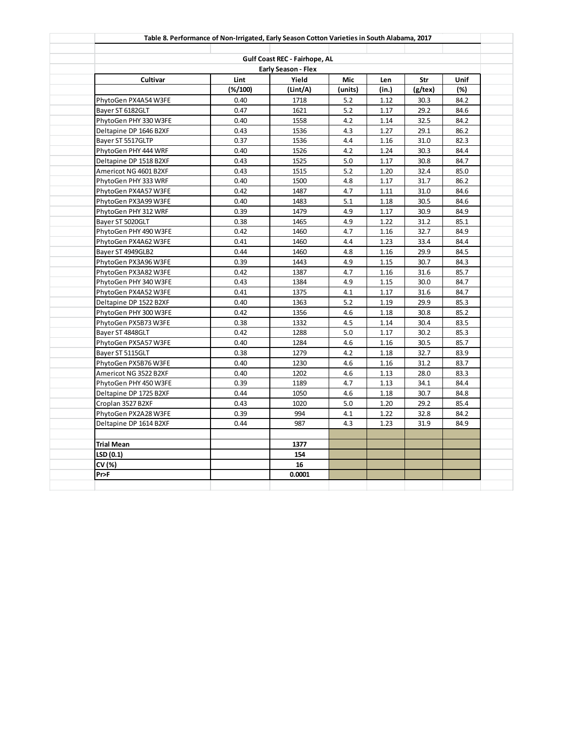**Table 8. Performance of Non-Irrigated, Early Season Cotton Varieties in South Alabama, 2017**

**Gulf Coast REC - Fairhope, AL**

**Early Season - Flex**

| Cultivar | Lint | Yield | Mic | Len | Str | Unif |
|---|---|---|---|---|---|---|
| | (%/100) | (Lint/A) | (units) | (in.) | (g/tex) | (%) |
| PhytoGen PX4A54 W3FE | 0.40 | 1718 | 5.2 | 1.12 | 30.3 | 84.2 |
| Bayer ST 6182GLT | 0.47 | 1621 | 5.2 | 1.17 | 29.2 | 84.6 |
| PhytoGen PHY 330 W3FE | 0.40 | 1558 | 4.2 | 1.14 | 32.5 | 84.2 |
| Deltapine DP 1646 B2XF | 0.43 | 1536 | 4.3 | 1.27 | 29.1 | 86.2 |
| Bayer ST 5517GLTP | 0.37 | 1536 | 4.4 | 1.16 | 31.0 | 82.3 |
| PhytoGen PHY 444 WRF | 0.40 | 1526 | 4.2 | 1.24 | 30.3 | 84.4 |
| Deltapine DP 1518 B2XF | 0.43 | 1525 | 5.0 | 1.17 | 30.8 | 84.7 |
| Americot NG 4601 B2XF | 0.43 | 1515 | 5.2 | 1.20 | 32.4 | 85.0 |
| PhytoGen PHY 333 WRF | 0.40 | 1500 | 4.8 | 1.17 | 31.7 | 86.2 |
| PhytoGen PX4A57 W3FE | 0.42 | 1487 | 4.7 | 1.11 | 31.0 | 84.6 |
| PhytoGen PX3A99 W3FE | 0.40 | 1483 | 5.1 | 1.18 | 30.5 | 84.6 |
| PhytoGen PHY 312 WRF | 0.39 | 1479 | 4.9 | 1.17 | 30.9 | 84.9 |
| Bayer ST 5020GLT | 0.38 | 1465 | 4.9 | 1.22 | 31.2 | 85.1 |
| PhytoGen PHY 490 W3FE | 0.42 | 1460 | 4.7 | 1.16 | 32.7 | 84.9 |
| PhytoGen PX4A62 W3FE | 0.41 | 1460 | 4.4 | 1.23 | 33.4 | 84.4 |
| Bayer ST 4949GLB2 | 0.44 | 1460 | 4.8 | 1.16 | 29.9 | 84.5 |
| PhytoGen PX3A96 W3FE | 0.39 | 1443 | 4.9 | 1.15 | 30.7 | 84.3 |
| PhytoGen PX3A82 W3FE | 0.42 | 1387 | 4.7 | 1.16 | 31.6 | 85.7 |
| PhytoGen PHY 340 W3FE | 0.43 | 1384 | 4.9 | 1.15 | 30.0 | 84.7 |
| PhytoGen PX4A52 W3FE | 0.41 | 1375 | 4.1 | 1.17 | 31.6 | 84.7 |
| Deltapine DP 1522 B2XF | 0.40 | 1363 | 5.2 | 1.19 | 29.9 | 85.3 |
| PhytoGen PHY 300 W3FE | 0.42 | 1356 | 4.6 | 1.18 | 30.8 | 85.2 |
| PhytoGen PX5B73 W3FE | 0.38 | 1332 | 4.5 | 1.14 | 30.4 | 83.5 |
| Bayer ST 4848GLT | 0.42 | 1288 | 5.0 | 1.17 | 30.2 | 85.3 |
| PhytoGen PX5A57 W3FE | 0.40 | 1284 | 4.6 | 1.16 | 30.5 | 85.7 |
| Bayer ST 5115GLT | 0.38 | 1279 | 4.2 | 1.18 | 32.7 | 83.9 |
| PhytoGen PX5B76 W3FE | 0.40 | 1230 | 4.6 | 1.16 | 31.2 | 83.7 |
| Americot NG 3522 B2XF | 0.40 | 1202 | 4.6 | 1.13 | 28.0 | 83.3 |
| PhytoGen PHY 450 W3FE | 0.39 | 1189 | 4.7 | 1.13 | 34.1 | 84.4 |
| Deltapine DP 1725 B2XF | 0.44 | 1050 | 4.6 | 1.18 | 30.7 | 84.8 |
| Croplan 3527 B2XF | 0.43 | 1020 | 5.0 | 1.20 | 29.2 | 85.4 |
| PhytoGen PX2A28 W3FE | 0.39 | 994 | 4.1 | 1.22 | 32.8 | 84.2 |
| Deltapine DP 1614 B2XF | 0.44 | 987 | 4.3 | 1.23 | 31.9 | 84.9 |
| | | | | | | |
| **Trial Mean** | | **1377** | | | | |
| **LSD (0.1)** | | **154** | | | | |
| **CV (%)** | | **16** | | | | |
| **Pr>F** | | **0.0001** | | | | |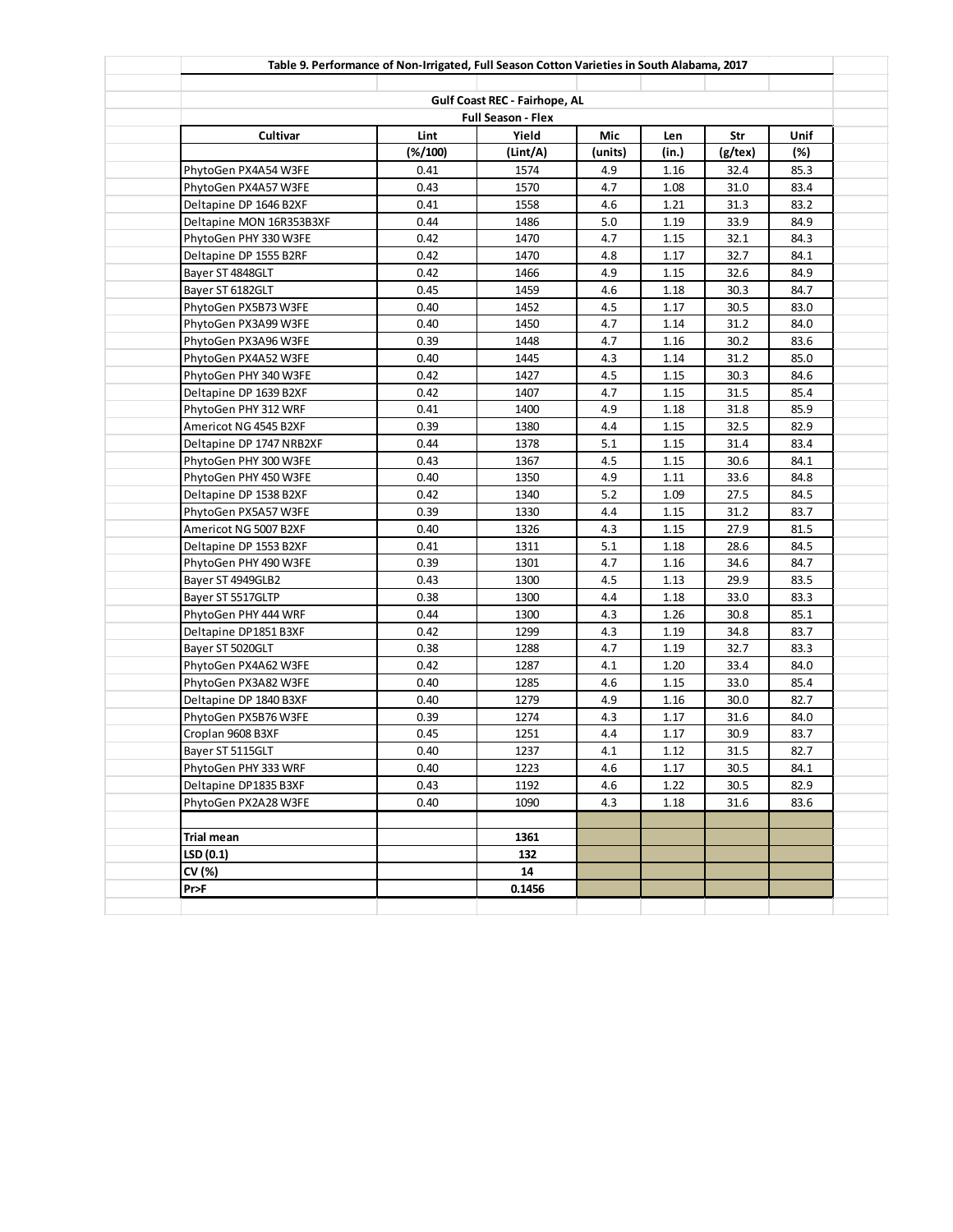**Table 9. Performance of Non-Irrigated, Full Season Cotton Varieties in South Alabama, 2017**

**Gulf Coast REC - Fairhope, AL**

**Full Season - Flex**

| Cultivar | Lint | Yield | Mic | Len | Str | Unif |
|---|---|---|---|---|---|---|
| | (%/100) | (Lint/A) | (units) | (in.) | (g/tex) | (%) |
| PhytoGen PX4A54 W3FE | 0.41 | 1574 | 4.9 | 1.16 | 32.4 | 85.3 |
| PhytoGen PX4A57 W3FE | 0.43 | 1570 | 4.7 | 1.08 | 31.0 | 83.4 |
| Deltapine DP 1646 B2XF | 0.41 | 1558 | 4.6 | 1.21 | 31.3 | 83.2 |
| Deltapine MON 16R353B3XF | 0.44 | 1486 | 5.0 | 1.19 | 33.9 | 84.9 |
| PhytoGen PHY 330 W3FE | 0.42 | 1470 | 4.7 | 1.15 | 32.1 | 84.3 |
| Deltapine DP 1555 B2RF | 0.42 | 1470 | 4.8 | 1.17 | 32.7 | 84.1 |
| Bayer ST 4848GLT | 0.42 | 1466 | 4.9 | 1.15 | 32.6 | 84.9 |
| Bayer ST 6182GLT | 0.45 | 1459 | 4.6 | 1.18 | 30.3 | 84.7 |
| PhytoGen PX5B73 W3FE | 0.40 | 1452 | 4.5 | 1.17 | 30.5 | 83.0 |
| PhytoGen PX3A99 W3FE | 0.40 | 1450 | 4.7 | 1.14 | 31.2 | 84.0 |
| PhytoGen PX3A96 W3FE | 0.39 | 1448 | 4.7 | 1.16 | 30.2 | 83.6 |
| PhytoGen PX4A52 W3FE | 0.40 | 1445 | 4.3 | 1.14 | 31.2 | 85.0 |
| PhytoGen PHY 340 W3FE | 0.42 | 1427 | 4.5 | 1.15 | 30.3 | 84.6 |
| Deltapine DP 1639 B2XF | 0.42 | 1407 | 4.7 | 1.15 | 31.5 | 85.4 |
| PhytoGen PHY 312 WRF | 0.41 | 1400 | 4.9 | 1.18 | 31.8 | 85.9 |
| Americot NG 4545 B2XF | 0.39 | 1380 | 4.4 | 1.15 | 32.5 | 82.9 |
| Deltapine DP 1747 NRB2XF | 0.44 | 1378 | 5.1 | 1.15 | 31.4 | 83.4 |
| PhytoGen PHY 300 W3FE | 0.43 | 1367 | 4.5 | 1.15 | 30.6 | 84.1 |
| PhytoGen PHY 450 W3FE | 0.40 | 1350 | 4.9 | 1.11 | 33.6 | 84.8 |
| Deltapine DP 1538 B2XF | 0.42 | 1340 | 5.2 | 1.09 | 27.5 | 84.5 |
| PhytoGen PX5A57 W3FE | 0.39 | 1330 | 4.4 | 1.15 | 31.2 | 83.7 |
| Americot NG 5007 B2XF | 0.40 | 1326 | 4.3 | 1.15 | 27.9 | 81.5 |
| Deltapine DP 1553 B2XF | 0.41 | 1311 | 5.1 | 1.18 | 28.6 | 84.5 |
| PhytoGen PHY 490 W3FE | 0.39 | 1301 | 4.7 | 1.16 | 34.6 | 84.7 |
| Bayer ST 4949GLB2 | 0.43 | 1300 | 4.5 | 1.13 | 29.9 | 83.5 |
| Bayer ST 5517GLTP | 0.38 | 1300 | 4.4 | 1.18 | 33.0 | 83.3 |
| PhytoGen PHY 444 WRF | 0.44 | 1300 | 4.3 | 1.26 | 30.8 | 85.1 |
| Deltapine DP1851 B3XF | 0.42 | 1299 | 4.3 | 1.19 | 34.8 | 83.7 |
| Bayer ST 5020GLT | 0.38 | 1288 | 4.7 | 1.19 | 32.7 | 83.3 |
| PhytoGen PX4A62 W3FE | 0.42 | 1287 | 4.1 | 1.20 | 33.4 | 84.0 |
| PhytoGen PX3A82 W3FE | 0.40 | 1285 | 4.6 | 1.15 | 33.0 | 85.4 |
| Deltapine DP 1840 B3XF | 0.40 | 1279 | 4.9 | 1.16 | 30.0 | 82.7 |
| PhytoGen PX5B76 W3FE | 0.39 | 1274 | 4.3 | 1.17 | 31.6 | 84.0 |
| Croplan 9608 B3XF | 0.45 | 1251 | 4.4 | 1.17 | 30.9 | 83.7 |
| Bayer ST 5115GLT | 0.40 | 1237 | 4.1 | 1.12 | 31.5 | 82.7 |
| PhytoGen PHY 333 WRF | 0.40 | 1223 | 4.6 | 1.17 | 30.5 | 84.1 |
| Deltapine DP1835 B3XF | 0.43 | 1192 | 4.6 | 1.22 | 30.5 | 82.9 |
| PhytoGen PX2A28 W3FE | 0.40 | 1090 | 4.3 | 1.18 | 31.6 | 83.6 |
| | | | | | | |
| **Trial mean** | | **1361** | | | | |
| **LSD (0.1)** | | **132** | | | | |
| **CV (%)** | | **14** | | | | |
| **Pr>F** | | **0.1456** | | | | |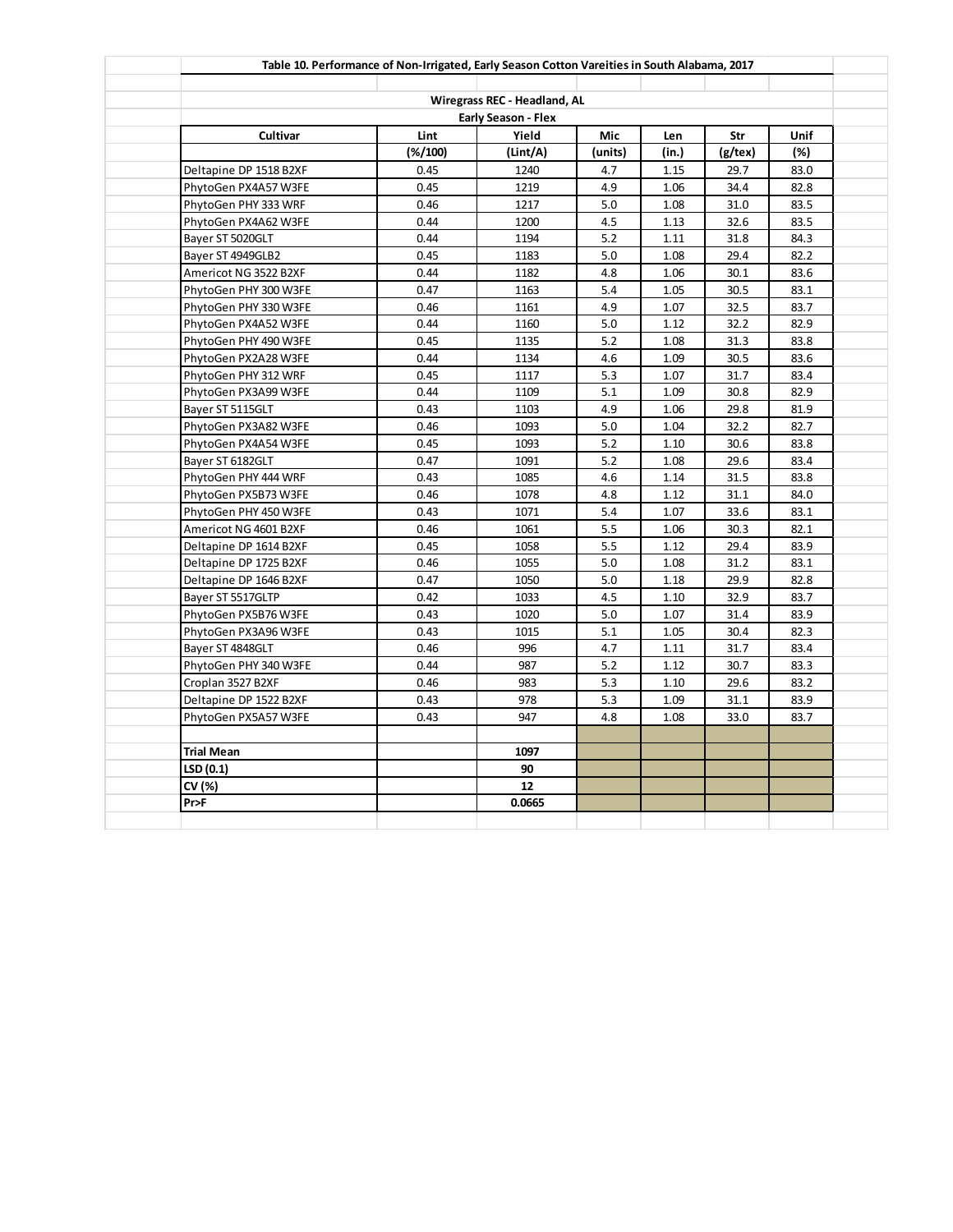**Table 10. Performance of Non-Irrigated, Early Season Cotton Vareities in South Alabama, 2017**

**Wiregrass REC - Headland, AL**

**Early Season - Flex**

| Cultivar | Lint | Yield | Mic | Len | Str | Unif |
|---|---|---|---|---|---|---|
| | (%/100) | (Lint/A) | (units) | (in.) | (g/tex) | (%) |
| Deltapine DP 1518 B2XF | 0.45 | 1240 | 4.7 | 1.15 | 29.7 | 83.0 |
| PhytoGen PX4A57 W3FE | 0.45 | 1219 | 4.9 | 1.06 | 34.4 | 82.8 |
| PhytoGen PHY 333 WRF | 0.46 | 1217 | 5.0 | 1.08 | 31.0 | 83.5 |
| PhytoGen PX4A62 W3FE | 0.44 | 1200 | 4.5 | 1.13 | 32.6 | 83.5 |
| Bayer ST 5020GLT | 0.44 | 1194 | 5.2 | 1.11 | 31.8 | 84.3 |
| Bayer ST 4949GLB2 | 0.45 | 1183 | 5.0 | 1.08 | 29.4 | 82.2 |
| Americot NG 3522 B2XF | 0.44 | 1182 | 4.8 | 1.06 | 30.1 | 83.6 |
| PhytoGen PHY 300 W3FE | 0.47 | 1163 | 5.4 | 1.05 | 30.5 | 83.1 |
| PhytoGen PHY 330 W3FE | 0.46 | 1161 | 4.9 | 1.07 | 32.5 | 83.7 |
| PhytoGen PX4A52 W3FE | 0.44 | 1160 | 5.0 | 1.12 | 32.2 | 82.9 |
| PhytoGen PHY 490 W3FE | 0.45 | 1135 | 5.2 | 1.08 | 31.3 | 83.8 |
| PhytoGen PX2A28 W3FE | 0.44 | 1134 | 4.6 | 1.09 | 30.5 | 83.6 |
| PhytoGen PHY 312 WRF | 0.45 | 1117 | 5.3 | 1.07 | 31.7 | 83.4 |
| PhytoGen PX3A99 W3FE | 0.44 | 1109 | 5.1 | 1.09 | 30.8 | 82.9 |
| Bayer ST 5115GLT | 0.43 | 1103 | 4.9 | 1.06 | 29.8 | 81.9 |
| PhytoGen PX3A82 W3FE | 0.46 | 1093 | 5.0 | 1.04 | 32.2 | 82.7 |
| PhytoGen PX4A54 W3FE | 0.45 | 1093 | 5.2 | 1.10 | 30.6 | 83.8 |
| Bayer ST 6182GLT | 0.47 | 1091 | 5.2 | 1.08 | 29.6 | 83.4 |
| PhytoGen PHY 444 WRF | 0.43 | 1085 | 4.6 | 1.14 | 31.5 | 83.8 |
| PhytoGen PX5B73 W3FE | 0.46 | 1078 | 4.8 | 1.12 | 31.1 | 84.0 |
| PhytoGen PHY 450 W3FE | 0.43 | 1071 | 5.4 | 1.07 | 33.6 | 83.1 |
| Americot NG 4601 B2XF | 0.46 | 1061 | 5.5 | 1.06 | 30.3 | 82.1 |
| Deltapine DP 1614 B2XF | 0.45 | 1058 | 5.5 | 1.12 | 29.4 | 83.9 |
| Deltapine DP 1725 B2XF | 0.46 | 1055 | 5.0 | 1.08 | 31.2 | 83.1 |
| Deltapine DP 1646 B2XF | 0.47 | 1050 | 5.0 | 1.18 | 29.9 | 82.8 |
| Bayer ST 5517GLTP | 0.42 | 1033 | 4.5 | 1.10 | 32.9 | 83.7 |
| PhytoGen PX5B76 W3FE | 0.43 | 1020 | 5.0 | 1.07 | 31.4 | 83.9 |
| PhytoGen PX3A96 W3FE | 0.43 | 1015 | 5.1 | 1.05 | 30.4 | 82.3 |
| Bayer ST 4848GLT | 0.46 | 996 | 4.7 | 1.11 | 31.7 | 83.4 |
| PhytoGen PHY 340 W3FE | 0.44 | 987 | 5.2 | 1.12 | 30.7 | 83.3 |
| Croplan 3527 B2XF | 0.46 | 983 | 5.3 | 1.10 | 29.6 | 83.2 |
| Deltapine DP 1522 B2XF | 0.43 | 978 | 5.3 | 1.09 | 31.1 | 83.9 |
| PhytoGen PX5A57 W3FE | 0.43 | 947 | 4.8 | 1.08 | 33.0 | 83.7 |
| | | | | | | |
| **Trial Mean** | | **1097** | | | | |
| **LSD (0.1)** | | **90** | | | | |
| **CV (%)** | | **12** | | | | |
| **Pr>F** | | **0.0665** | | | | |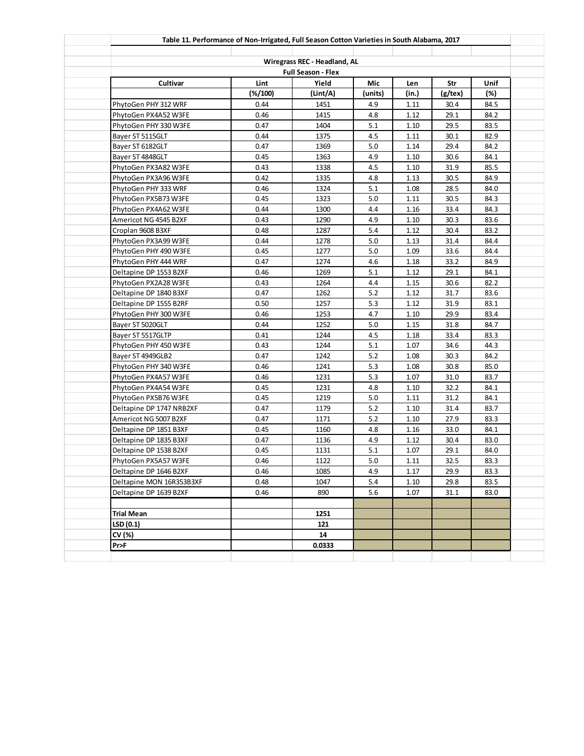**Table 11. Performance of Non-Irrigated, Full Season Cotton Varieties in South Alabama, 2017**

**Wiregrass REC - Headland, AL**

**Full Season - Flex**

| Cultivar | Lint | Yield | Mic | Len | Str | Unif |
|---|---|---|---|---|---|---|
| | (%/100) | (Lint/A) | (units) | (in.) | (g/tex) | (%) |
| PhytoGen PHY 312 WRF | 0.44 | 1451 | 4.9 | 1.11 | 30.4 | 84.5 |
| PhytoGen PX4A52 W3FE | 0.46 | 1415 | 4.8 | 1.12 | 29.1 | 84.2 |
| PhytoGen PHY 330 W3FE | 0.47 | 1404 | 5.1 | 1.10 | 29.5 | 83.5 |
| Bayer ST 5115GLT | 0.44 | 1375 | 4.5 | 1.11 | 30.1 | 82.9 |
| Bayer ST 6182GLT | 0.47 | 1369 | 5.0 | 1.14 | 29.4 | 84.2 |
| Bayer ST 4848GLT | 0.45 | 1363 | 4.9 | 1.10 | 30.6 | 84.1 |
| PhytoGen PX3A82 W3FE | 0.43 | 1338 | 4.5 | 1.10 | 31.9 | 85.5 |
| PhytoGen PX3A96 W3FE | 0.42 | 1335 | 4.8 | 1.13 | 30.5 | 84.9 |
| PhytoGen PHY 333 WRF | 0.46 | 1324 | 5.1 | 1.08 | 28.5 | 84.0 |
| PhytoGen PX5B73 W3FE | 0.45 | 1323 | 5.0 | 1.11 | 30.5 | 84.3 |
| PhytoGen PX4A62 W3FE | 0.44 | 1300 | 4.4 | 1.16 | 33.4 | 84.3 |
| Americot NG 4545 B2XF | 0.43 | 1290 | 4.9 | 1.10 | 30.3 | 83.6 |
| Croplan 9608 B3XF | 0.48 | 1287 | 5.4 | 1.12 | 30.4 | 83.2 |
| PhytoGen PX3A99 W3FE | 0.44 | 1278 | 5.0 | 1.13 | 31.4 | 84.4 |
| PhytoGen PHY 490 W3FE | 0.45 | 1277 | 5.0 | 1.09 | 33.6 | 84.4 |
| PhytoGen PHY 444 WRF | 0.47 | 1274 | 4.6 | 1.18 | 33.2 | 84.9 |
| Deltapine DP 1553 B2XF | 0.46 | 1269 | 5.1 | 1.12 | 29.1 | 84.1 |
| PhytoGen PX2A28 W3FE | 0.43 | 1264 | 4.4 | 1.15 | 30.6 | 82.2 |
| Deltapine DP 1840 B3XF | 0.47 | 1262 | 5.2 | 1.12 | 31.7 | 83.6 |
| Deltapine DP 1555 B2RF | 0.50 | 1257 | 5.3 | 1.12 | 31.9 | 83.1 |
| PhytoGen PHY 300 W3FE | 0.46 | 1253 | 4.7 | 1.10 | 29.9 | 83.4 |
| Bayer ST 5020GLT | 0.44 | 1252 | 5.0 | 1.15 | 31.8 | 84.7 |
| Bayer ST 5517GLTP | 0.41 | 1244 | 4.5 | 1.18 | 33.4 | 83.3 |
| PhytoGen PHY 450 W3FE | 0.43 | 1244 | 5.1 | 1.07 | 34.6 | 44.3 |
| Bayer ST 4949GLB2 | 0.47 | 1242 | 5.2 | 1.08 | 30.3 | 84.2 |
| PhytoGen PHY 340 W3FE | 0.46 | 1241 | 5.3 | 1.08 | 30.8 | 85.0 |
| PhytoGen PX4A57 W3FE | 0.46 | 1231 | 5.3 | 1.07 | 31.0 | 83.7 |
| PhytoGen PX4A54 W3FE | 0.45 | 1231 | 4.8 | 1.10 | 32.2 | 84.1 |
| PhytoGen PX5B76 W3FE | 0.45 | 1219 | 5.0 | 1.11 | 31.2 | 84.1 |
| Deltapine DP 1747 NRB2XF | 0.47 | 1179 | 5.2 | 1.10 | 31.4 | 83.7 |
| Americot NG 5007 B2XF | 0.47 | 1171 | 5.2 | 1.10 | 27.9 | 83.3 |
| Deltapine DP 1851 B3XF | 0.45 | 1160 | 4.8 | 1.16 | 33.0 | 84.1 |
| Deltapine DP 1835 B3XF | 0.47 | 1136 | 4.9 | 1.12 | 30.4 | 83.0 |
| Deltapine DP 1538 B2XF | 0.45 | 1131 | 5.1 | 1.07 | 29.1 | 84.0 |
| PhytoGen PX5A57 W3FE | 0.46 | 1122 | 5.0 | 1.11 | 32.5 | 83.3 |
| Deltapine DP 1646 B2XF | 0.46 | 1085 | 4.9 | 1.17 | 29.9 | 83.3 |
| Deltapine MON 16R353B3XF | 0.48 | 1047 | 5.4 | 1.10 | 29.8 | 83.5 |
| Deltapine DP 1639 B2XF | 0.46 | 890 | 5.6 | 1.07 | 31.1 | 83.0 |
| | | | | | | |
| **Trial Mean** | | **1251** | | | | |
| **LSD (0.1)** | | **121** | | | | |
| **CV (%)** | | **14** | | | | |
| **Pr>F** | | **0.0333** | | | | |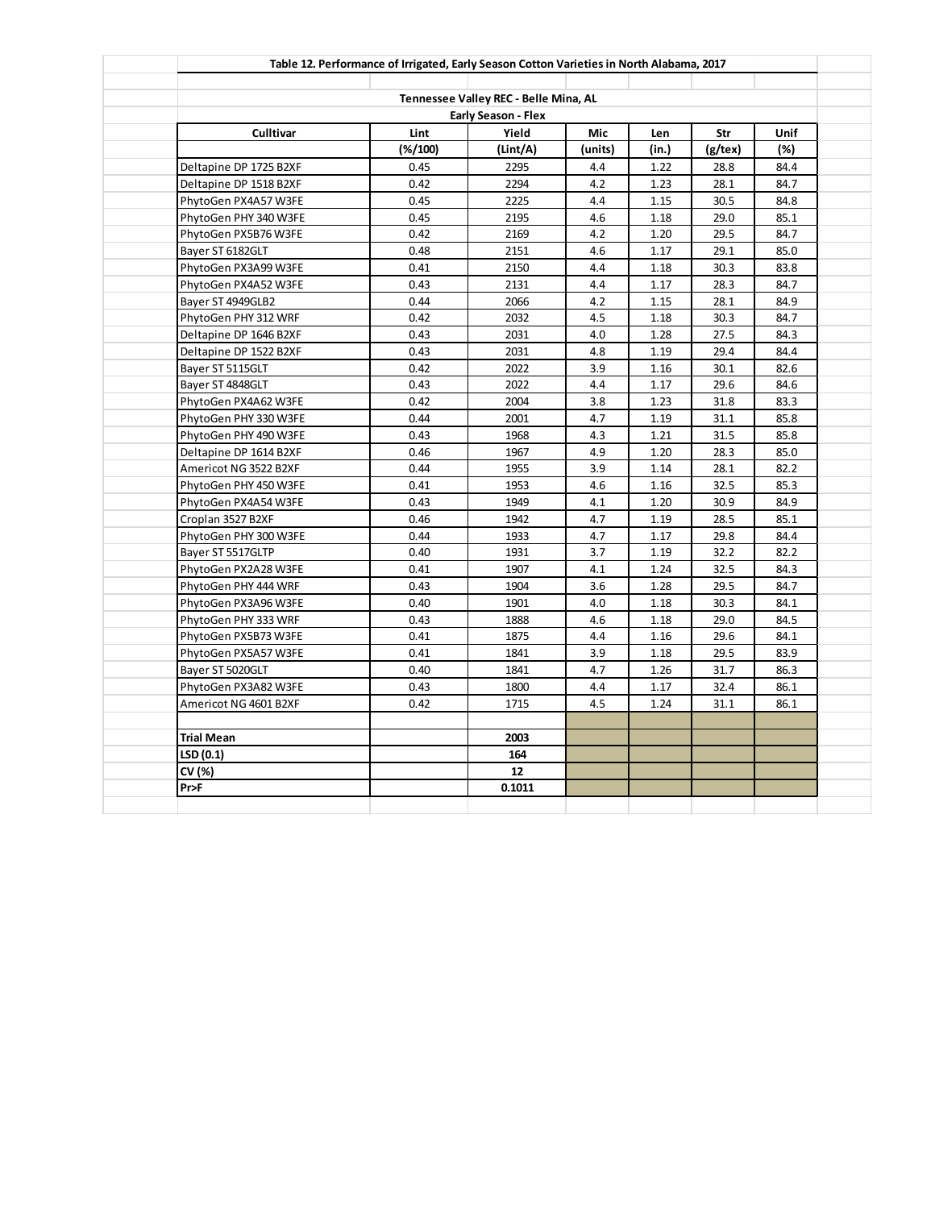**Table 12. Performance of Irrigated, Early Season Cotton Varieties in North Alabama, 2017**

**Tennessee Valley REC - Belle Mina, AL**

**Early Season - Flex**

| Culltivar | Lint | Yield | Mic | Len | Str | Unif |
|---|---|---|---|---|---|---|
| | (%/100) | (Lint/A) | (units) | (in.) | (g/tex) | (%) |
| Deltapine DP 1725 B2XF | 0.45 | 2295 | 4.4 | 1.22 | 28.8 | 84.4 |
| Deltapine DP 1518 B2XF | 0.42 | 2294 | 4.2 | 1.23 | 28.1 | 84.7 |
| PhytoGen PX4A57 W3FE | 0.45 | 2225 | 4.4 | 1.15 | 30.5 | 84.8 |
| PhytoGen PHY 340 W3FE | 0.45 | 2195 | 4.6 | 1.18 | 29.0 | 85.1 |
| PhytoGen PX5B76 W3FE | 0.42 | 2169 | 4.2 | 1.20 | 29.5 | 84.7 |
| Bayer ST 6182GLT | 0.48 | 2151 | 4.6 | 1.17 | 29.1 | 85.0 |
| PhytoGen PX3A99 W3FE | 0.41 | 2150 | 4.4 | 1.18 | 30.3 | 83.8 |
| PhytoGen PX4A52 W3FE | 0.43 | 2131 | 4.4 | 1.17 | 28.3 | 84.7 |
| Bayer ST 4949GLB2 | 0.44 | 2066 | 4.2 | 1.15 | 28.1 | 84.9 |
| PhytoGen PHY 312 WRF | 0.42 | 2032 | 4.5 | 1.18 | 30.3 | 84.7 |
| Deltapine DP 1646 B2XF | 0.43 | 2031 | 4.0 | 1.28 | 27.5 | 84.3 |
| Deltapine DP 1522 B2XF | 0.43 | 2031 | 4.8 | 1.19 | 29.4 | 84.4 |
| Bayer ST 5115GLT | 0.42 | 2022 | 3.9 | 1.16 | 30.1 | 82.6 |
| Bayer ST 4848GLT | 0.43 | 2022 | 4.4 | 1.17 | 29.6 | 84.6 |
| PhytoGen PX4A62 W3FE | 0.42 | 2004 | 3.8 | 1.23 | 31.8 | 83.3 |
| PhytoGen PHY 330 W3FE | 0.44 | 2001 | 4.7 | 1.19 | 31.1 | 85.8 |
| PhytoGen PHY 490 W3FE | 0.43 | 1968 | 4.3 | 1.21 | 31.5 | 85.8 |
| Deltapine DP 1614 B2XF | 0.46 | 1967 | 4.9 | 1.20 | 28.3 | 85.0 |
| Americot NG 3522 B2XF | 0.44 | 1955 | 3.9 | 1.14 | 28.1 | 82.2 |
| PhytoGen PHY 450 W3FE | 0.41 | 1953 | 4.6 | 1.16 | 32.5 | 85.3 |
| PhytoGen PX4A54 W3FE | 0.43 | 1949 | 4.1 | 1.20 | 30.9 | 84.9 |
| Croplan 3527 B2XF | 0.46 | 1942 | 4.7 | 1.19 | 28.5 | 85.1 |
| PhytoGen PHY 300 W3FE | 0.44 | 1933 | 4.7 | 1.17 | 29.8 | 84.4 |
| Bayer ST 5517GLTP | 0.40 | 1931 | 3.7 | 1.19 | 32.2 | 82.2 |
| PhytoGen PX2A28 W3FE | 0.41 | 1907 | 4.1 | 1.24 | 32.5 | 84.3 |
| PhytoGen PHY 444 WRF | 0.43 | 1904 | 3.6 | 1.28 | 29.5 | 84.7 |
| PhytoGen PX3A96 W3FE | 0.40 | 1901 | 4.0 | 1.18 | 30.3 | 84.1 |
| PhytoGen PHY 333 WRF | 0.43 | 1888 | 4.6 | 1.18 | 29.0 | 84.5 |
| PhytoGen PX5B73 W3FE | 0.41 | 1875 | 4.4 | 1.16 | 29.6 | 84.1 |
| PhytoGen PX5A57 W3FE | 0.41 | 1841 | 3.9 | 1.18 | 29.5 | 83.9 |
| Bayer ST 5020GLT | 0.40 | 1841 | 4.7 | 1.26 | 31.7 | 86.3 |
| PhytoGen PX3A82 W3FE | 0.43 | 1800 | 4.4 | 1.17 | 32.4 | 86.1 |
| Americot NG 4601 B2XF | 0.42 | 1715 | 4.5 | 1.24 | 31.1 | 86.1 |
| | | | | | | |
| **Trial Mean** | | **2003** | | | | |
| **LSD (0.1)** | | **164** | | | | |
| **CV (%)** | | **12** | | | | |
| **Pr>F** | | **0.1011** | | | | |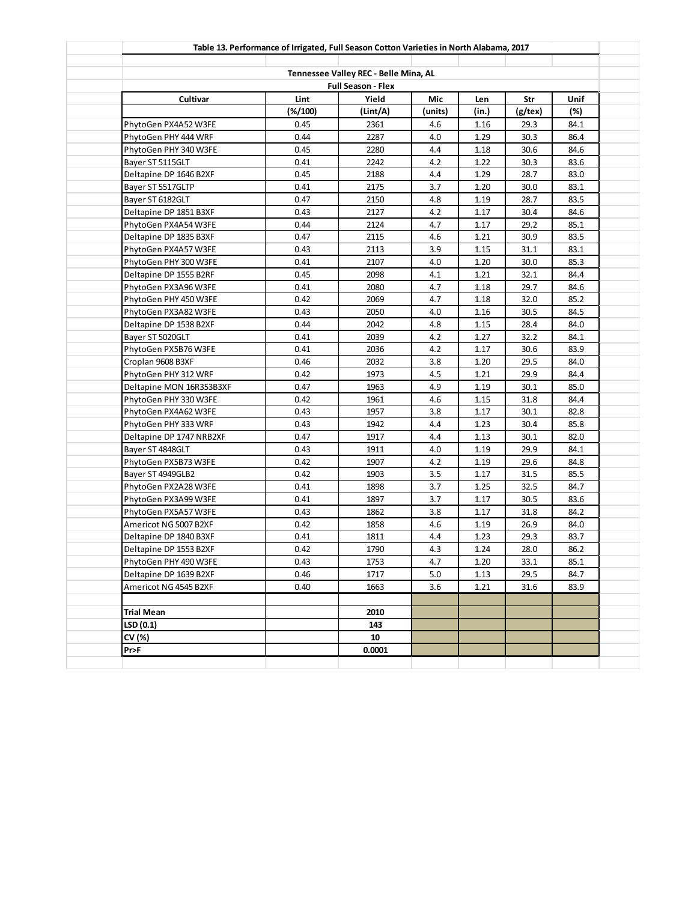**Table 13. Performance of Irrigated, Full Season Cotton Varieties in North Alabama, 2017**

**Tennessee Valley REC - Belle Mina, AL**

**Full Season - Flex**

| Cultivar | Lint | Yield | Mic | Len | Str | Unif |
|---|---|---|---|---|---|---|
| | (%/100) | (Lint/A) | (units) | (in.) | (g/tex) | (%) |
| PhytoGen PX4A52 W3FE | 0.45 | 2361 | 4.6 | 1.16 | 29.3 | 84.1 |
| PhytoGen PHY 444 WRF | 0.44 | 2287 | 4.0 | 1.29 | 30.3 | 86.4 |
| PhytoGen PHY 340 W3FE | 0.45 | 2280 | 4.4 | 1.18 | 30.6 | 84.6 |
| Bayer ST 5115GLT | 0.41 | 2242 | 4.2 | 1.22 | 30.3 | 83.6 |
| Deltapine DP 1646 B2XF | 0.45 | 2188 | 4.4 | 1.29 | 28.7 | 83.0 |
| Bayer ST 5517GLTP | 0.41 | 2175 | 3.7 | 1.20 | 30.0 | 83.1 |
| Bayer ST 6182GLT | 0.47 | 2150 | 4.8 | 1.19 | 28.7 | 83.5 |
| Deltapine DP 1851 B3XF | 0.43 | 2127 | 4.2 | 1.17 | 30.4 | 84.6 |
| PhytoGen PX4A54 W3FE | 0.44 | 2124 | 4.7 | 1.17 | 29.2 | 85.1 |
| Deltapine DP 1835 B3XF | 0.47 | 2115 | 4.6 | 1.21 | 30.9 | 83.5 |
| PhytoGen PX4A57 W3FE | 0.43 | 2113 | 3.9 | 1.15 | 31.1 | 83.1 |
| PhytoGen PHY 300 W3FE | 0.41 | 2107 | 4.0 | 1.20 | 30.0 | 85.3 |
| Deltapine DP 1555 B2RF | 0.45 | 2098 | 4.1 | 1.21 | 32.1 | 84.4 |
| PhytoGen PX3A96 W3FE | 0.41 | 2080 | 4.7 | 1.18 | 29.7 | 84.6 |
| PhytoGen PHY 450 W3FE | 0.42 | 2069 | 4.7 | 1.18 | 32.0 | 85.2 |
| PhytoGen PX3A82 W3FE | 0.43 | 2050 | 4.0 | 1.16 | 30.5 | 84.5 |
| Deltapine DP 1538 B2XF | 0.44 | 2042 | 4.8 | 1.15 | 28.4 | 84.0 |
| Bayer ST 5020GLT | 0.41 | 2039 | 4.2 | 1.27 | 32.2 | 84.1 |
| PhytoGen PX5B76 W3FE | 0.41 | 2036 | 4.2 | 1.17 | 30.6 | 83.9 |
| Croplan 9608 B3XF | 0.46 | 2032 | 3.8 | 1.20 | 29.5 | 84.0 |
| PhytoGen PHY 312 WRF | 0.42 | 1973 | 4.5 | 1.21 | 29.9 | 84.4 |
| Deltapine MON 16R353B3XF | 0.47 | 1963 | 4.9 | 1.19 | 30.1 | 85.0 |
| PhytoGen PHY 330 W3FE | 0.42 | 1961 | 4.6 | 1.15 | 31.8 | 84.4 |
| PhytoGen PX4A62 W3FE | 0.43 | 1957 | 3.8 | 1.17 | 30.1 | 82.8 |
| PhytoGen PHY 333 WRF | 0.43 | 1942 | 4.4 | 1.23 | 30.4 | 85.8 |
| Deltapine DP 1747 NRB2XF | 0.47 | 1917 | 4.4 | 1.13 | 30.1 | 82.0 |
| Bayer ST 4848GLT | 0.43 | 1911 | 4.0 | 1.19 | 29.9 | 84.1 |
| PhytoGen PX5B73 W3FE | 0.42 | 1907 | 4.2 | 1.19 | 29.6 | 84.8 |
| Bayer ST 4949GLB2 | 0.42 | 1903 | 3.5 | 1.17 | 31.5 | 85.5 |
| PhytoGen PX2A28 W3FE | 0.41 | 1898 | 3.7 | 1.25 | 32.5 | 84.7 |
| PhytoGen PX3A99 W3FE | 0.41 | 1897 | 3.7 | 1.17 | 30.5 | 83.6 |
| PhytoGen PX5A57 W3FE | 0.43 | 1862 | 3.8 | 1.17 | 31.8 | 84.2 |
| Americot NG 5007 B2XF | 0.42 | 1858 | 4.6 | 1.19 | 26.9 | 84.0 |
| Deltapine DP 1840 B3XF | 0.41 | 1811 | 4.4 | 1.23 | 29.3 | 83.7 |
| Deltapine DP 1553 B2XF | 0.42 | 1790 | 4.3 | 1.24 | 28.0 | 86.2 |
| PhytoGen PHY 490 W3FE | 0.43 | 1753 | 4.7 | 1.20 | 33.1 | 85.1 |
| Deltapine DP 1639 B2XF | 0.46 | 1717 | 5.0 | 1.13 | 29.5 | 84.7 |
| Americot NG 4545 B2XF | 0.40 | 1663 | 3.6 | 1.21 | 31.6 | 83.9 |
| | | | | | | |
| **Trial Mean** | | **2010** | | | | |
| **LSD (0.1)** | | **143** | | | | |
| **CV (%)** | | **10** | | | | |
| **Pr>F** | | **0.0001** | | | | |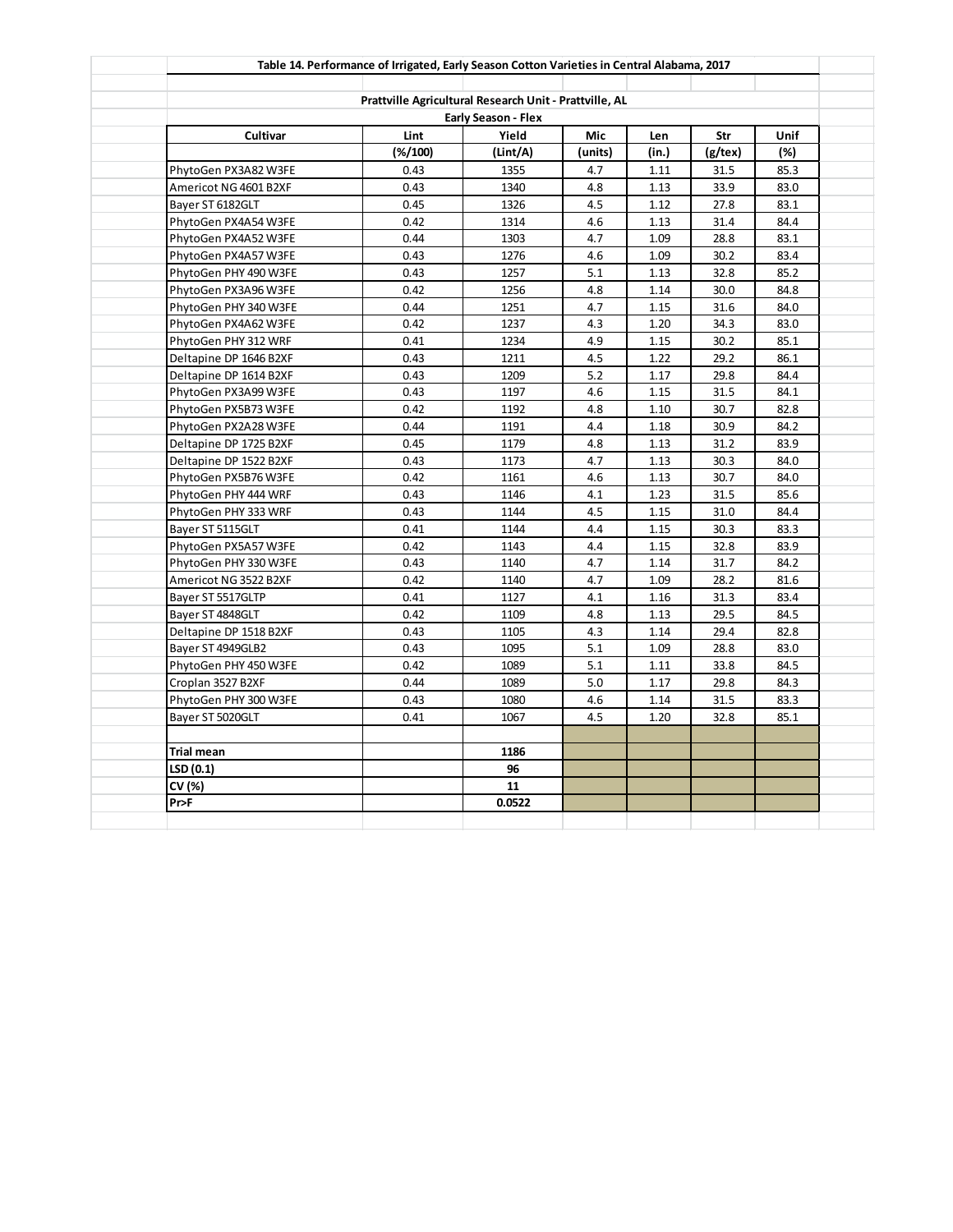**Table 14. Performance of Irrigated, Early Season Cotton Varieties in Central Alabama, 2017**

**Prattville Agricultural Research Unit - Prattville, AL**

**Early Season - Flex**

| Cultivar | Lint | Yield | Mic | Len | Str | Unif |
|---|---|---|---|---|---|---|
| | (%/100) | (Lint/A) | (units) | (in.) | (g/tex) | (%) |
| PhytoGen PX3A82 W3FE | 0.43 | 1355 | 4.7 | 1.11 | 31.5 | 85.3 |
| Americot NG 4601 B2XF | 0.43 | 1340 | 4.8 | 1.13 | 33.9 | 83.0 |
| Bayer ST 6182GLT | 0.45 | 1326 | 4.5 | 1.12 | 27.8 | 83.1 |
| PhytoGen PX4A54 W3FE | 0.42 | 1314 | 4.6 | 1.13 | 31.4 | 84.4 |
| PhytoGen PX4A52 W3FE | 0.44 | 1303 | 4.7 | 1.09 | 28.8 | 83.1 |
| PhytoGen PX4A57 W3FE | 0.43 | 1276 | 4.6 | 1.09 | 30.2 | 83.4 |
| PhytoGen PHY 490 W3FE | 0.43 | 1257 | 5.1 | 1.13 | 32.8 | 85.2 |
| PhytoGen PX3A96 W3FE | 0.42 | 1256 | 4.8 | 1.14 | 30.0 | 84.8 |
| PhytoGen PHY 340 W3FE | 0.44 | 1251 | 4.7 | 1.15 | 31.6 | 84.0 |
| PhytoGen PX4A62 W3FE | 0.42 | 1237 | 4.3 | 1.20 | 34.3 | 83.0 |
| PhytoGen PHY 312 WRF | 0.41 | 1234 | 4.9 | 1.15 | 30.2 | 85.1 |
| Deltapine DP 1646 B2XF | 0.43 | 1211 | 4.5 | 1.22 | 29.2 | 86.1 |
| Deltapine DP 1614 B2XF | 0.43 | 1209 | 5.2 | 1.17 | 29.8 | 84.4 |
| PhytoGen PX3A99 W3FE | 0.43 | 1197 | 4.6 | 1.15 | 31.5 | 84.1 |
| PhytoGen PX5B73 W3FE | 0.42 | 1192 | 4.8 | 1.10 | 30.7 | 82.8 |
| PhytoGen PX2A28 W3FE | 0.44 | 1191 | 4.4 | 1.18 | 30.9 | 84.2 |
| Deltapine DP 1725 B2XF | 0.45 | 1179 | 4.8 | 1.13 | 31.2 | 83.9 |
| Deltapine DP 1522 B2XF | 0.43 | 1173 | 4.7 | 1.13 | 30.3 | 84.0 |
| PhytoGen PX5B76 W3FE | 0.42 | 1161 | 4.6 | 1.13 | 30.7 | 84.0 |
| PhytoGen PHY 444 WRF | 0.43 | 1146 | 4.1 | 1.23 | 31.5 | 85.6 |
| PhytoGen PHY 333 WRF | 0.43 | 1144 | 4.5 | 1.15 | 31.0 | 84.4 |
| Bayer ST 5115GLT | 0.41 | 1144 | 4.4 | 1.15 | 30.3 | 83.3 |
| PhytoGen PX5A57 W3FE | 0.42 | 1143 | 4.4 | 1.15 | 32.8 | 83.9 |
| PhytoGen PHY 330 W3FE | 0.43 | 1140 | 4.7 | 1.14 | 31.7 | 84.2 |
| Americot NG 3522 B2XF | 0.42 | 1140 | 4.7 | 1.09 | 28.2 | 81.6 |
| Bayer ST 5517GLTP | 0.41 | 1127 | 4.1 | 1.16 | 31.3 | 83.4 |
| Bayer ST 4848GLT | 0.42 | 1109 | 4.8 | 1.13 | 29.5 | 84.5 |
| Deltapine DP 1518 B2XF | 0.43 | 1105 | 4.3 | 1.14 | 29.4 | 82.8 |
| Bayer ST 4949GLB2 | 0.43 | 1095 | 5.1 | 1.09 | 28.8 | 83.0 |
| PhytoGen PHY 450 W3FE | 0.42 | 1089 | 5.1 | 1.11 | 33.8 | 84.5 |
| Croplan 3527 B2XF | 0.44 | 1089 | 5.0 | 1.17 | 29.8 | 84.3 |
| PhytoGen PHY 300 W3FE | 0.43 | 1080 | 4.6 | 1.14 | 31.5 | 83.3 |
| Bayer ST 5020GLT | 0.41 | 1067 | 4.5 | 1.20 | 32.8 | 85.1 |
| | | | | | | |
| **Trial mean** | | **1186** | | | | |
| **LSD (0.1)** | | **96** | | | | |
| **CV (%)** | | **11** | | | | |
| **Pr>F** | | **0.0522** | | | | |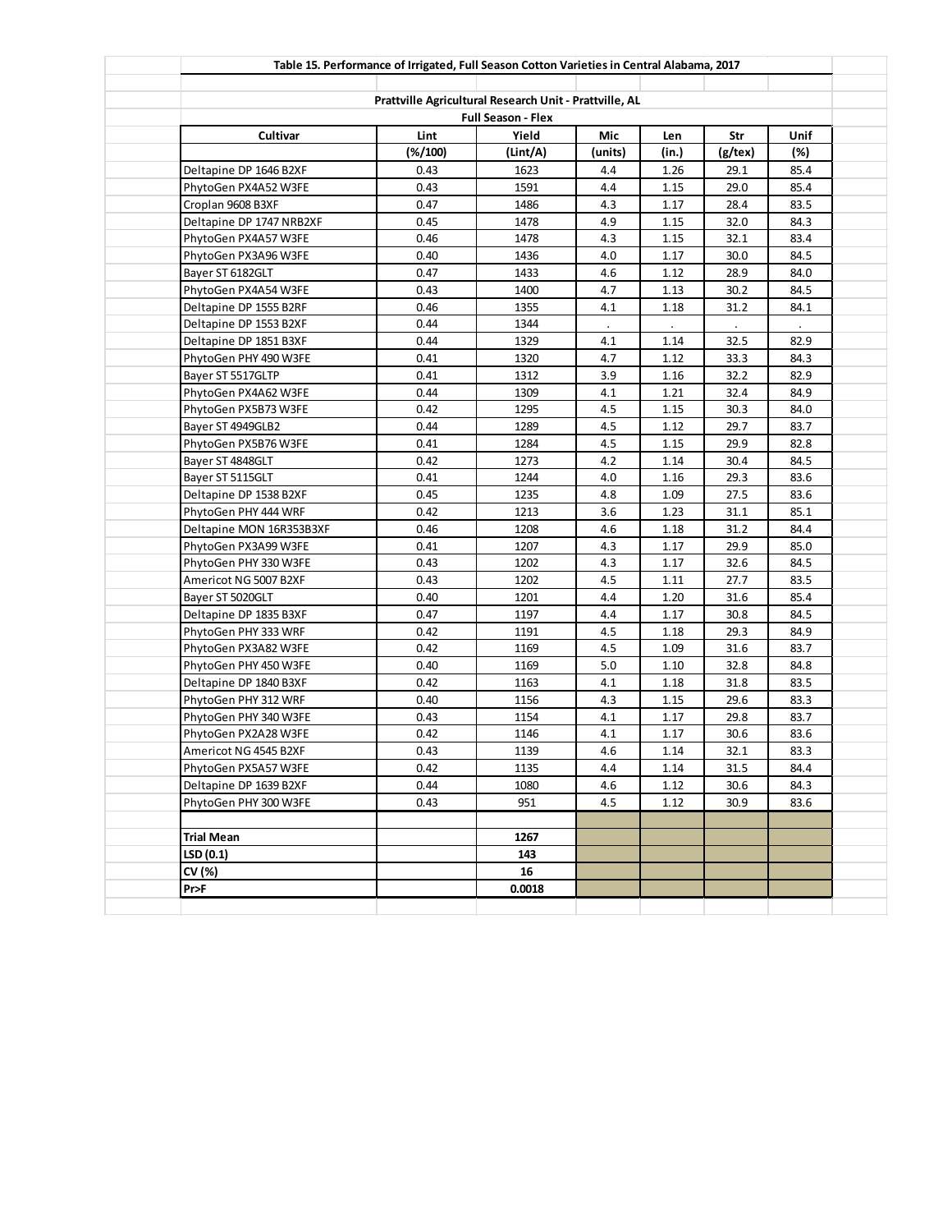**Table 15. Performance of Irrigated, Full Season Cotton Varieties in Central Alabama, 2017**

**Prattville Agricultural Research Unit - Prattville, AL**

**Full Season - Flex**

| Cultivar | Lint | Yield | Mic | Len | Str | Unif |
|---|---|---|---|---|---|---|
| | (%/100) | (Lint/A) | (units) | (in.) | (g/tex) | (%) |
| Deltapine DP 1646 B2XF | 0.43 | 1623 | 4.4 | 1.26 | 29.1 | 85.4 |
| PhytoGen PX4A52 W3FE | 0.43 | 1591 | 4.4 | 1.15 | 29.0 | 85.4 |
| Croplan 9608 B3XF | 0.47 | 1486 | 4.3 | 1.17 | 28.4 | 83.5 |
| Deltapine DP 1747 NRB2XF | 0.45 | 1478 | 4.9 | 1.15 | 32.0 | 84.3 |
| PhytoGen PX4A57 W3FE | 0.46 | 1478 | 4.3 | 1.15 | 32.1 | 83.4 |
| PhytoGen PX3A96 W3FE | 0.40 | 1436 | 4.0 | 1.17 | 30.0 | 84.5 |
| Bayer ST 6182GLT | 0.47 | 1433 | 4.6 | 1.12 | 28.9 | 84.0 |
| PhytoGen PX4A54 W3FE | 0.43 | 1400 | 4.7 | 1.13 | 30.2 | 84.5 |
| Deltapine DP 1555 B2RF | 0.46 | 1355 | 4.1 | 1.18 | 31.2 | 84.1 |
| Deltapine DP 1553 B2XF | 0.44 | 1344 | . | . | . | . |
| Deltapine DP 1851 B3XF | 0.44 | 1329 | 4.1 | 1.14 | 32.5 | 82.9 |
| PhytoGen PHY 490 W3FE | 0.41 | 1320 | 4.7 | 1.12 | 33.3 | 84.3 |
| Bayer ST 5517GLTP | 0.41 | 1312 | 3.9 | 1.16 | 32.2 | 82.9 |
| PhytoGen PX4A62 W3FE | 0.44 | 1309 | 4.1 | 1.21 | 32.4 | 84.9 |
| PhytoGen PX5B73 W3FE | 0.42 | 1295 | 4.5 | 1.15 | 30.3 | 84.0 |
| Bayer ST 4949GLB2 | 0.44 | 1289 | 4.5 | 1.12 | 29.7 | 83.7 |
| PhytoGen PX5B76 W3FE | 0.41 | 1284 | 4.5 | 1.15 | 29.9 | 82.8 |
| Bayer ST 4848GLT | 0.42 | 1273 | 4.2 | 1.14 | 30.4 | 84.5 |
| Bayer ST 5115GLT | 0.41 | 1244 | 4.0 | 1.16 | 29.3 | 83.6 |
| Deltapine DP 1538 B2XF | 0.45 | 1235 | 4.8 | 1.09 | 27.5 | 83.6 |
| PhytoGen PHY 444 WRF | 0.42 | 1213 | 3.6 | 1.23 | 31.1 | 85.1 |
| Deltapine MON 16R353B3XF | 0.46 | 1208 | 4.6 | 1.18 | 31.2 | 84.4 |
| PhytoGen PX3A99 W3FE | 0.41 | 1207 | 4.3 | 1.17 | 29.9 | 85.0 |
| PhytoGen PHY 330 W3FE | 0.43 | 1202 | 4.3 | 1.17 | 32.6 | 84.5 |
| Americot NG 5007 B2XF | 0.43 | 1202 | 4.5 | 1.11 | 27.7 | 83.5 |
| Bayer ST 5020GLT | 0.40 | 1201 | 4.4 | 1.20 | 31.6 | 85.4 |
| Deltapine DP 1835 B3XF | 0.47 | 1197 | 4.4 | 1.17 | 30.8 | 84.5 |
| PhytoGen PHY 333 WRF | 0.42 | 1191 | 4.5 | 1.18 | 29.3 | 84.9 |
| PhytoGen PX3A82 W3FE | 0.42 | 1169 | 4.5 | 1.09 | 31.6 | 83.7 |
| PhytoGen PHY 450 W3FE | 0.40 | 1169 | 5.0 | 1.10 | 32.8 | 84.8 |
| Deltapine DP 1840 B3XF | 0.42 | 1163 | 4.1 | 1.18 | 31.8 | 83.5 |
| PhytoGen PHY 312 WRF | 0.40 | 1156 | 4.3 | 1.15 | 29.6 | 83.3 |
| PhytoGen PHY 340 W3FE | 0.43 | 1154 | 4.1 | 1.17 | 29.8 | 83.7 |
| PhytoGen PX2A28 W3FE | 0.42 | 1146 | 4.1 | 1.17 | 30.6 | 83.6 |
| Americot NG 4545 B2XF | 0.43 | 1139 | 4.6 | 1.14 | 32.1 | 83.3 |
| PhytoGen PX5A57 W3FE | 0.42 | 1135 | 4.4 | 1.14 | 31.5 | 84.4 |
| Deltapine DP 1639 B2XF | 0.44 | 1080 | 4.6 | 1.12 | 30.6 | 84.3 |
| PhytoGen PHY 300 W3FE | 0.43 | 951 | 4.5 | 1.12 | 30.9 | 83.6 |
| | | | | | | |
| **Trial Mean** | | **1267** | | | | |
| **LSD (0.1)** | | **143** | | | | |
| **CV (%)** | | **16** | | | | |
| **Pr>F** | | **0.0018** | | | | |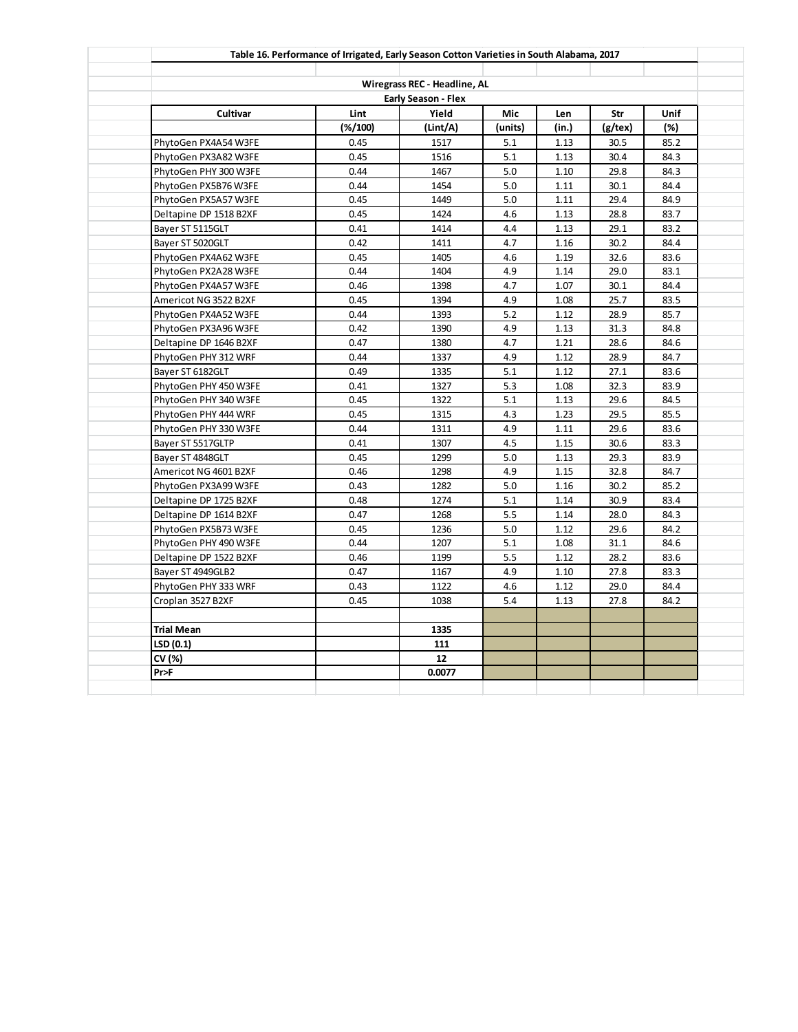**Table 16. Performance of Irrigated, Early Season Cotton Varieties in South Alabama, 2017**

**Wiregrass REC - Headline, AL**

**Early Season - Flex**

| Cultivar | Lint | Yield | Mic | Len | Str | Unif |
|---|---|---|---|---|---|---|
| | (%/100) | (Lint/A) | (units) | (in.) | (g/tex) | (%) |
| PhytoGen PX4A54 W3FE | 0.45 | 1517 | 5.1 | 1.13 | 30.5 | 85.2 |
| PhytoGen PX3A82 W3FE | 0.45 | 1516 | 5.1 | 1.13 | 30.4 | 84.3 |
| PhytoGen PHY 300 W3FE | 0.44 | 1467 | 5.0 | 1.10 | 29.8 | 84.3 |
| PhytoGen PX5B76 W3FE | 0.44 | 1454 | 5.0 | 1.11 | 30.1 | 84.4 |
| PhytoGen PX5A57 W3FE | 0.45 | 1449 | 5.0 | 1.11 | 29.4 | 84.9 |
| Deltapine DP 1518 B2XF | 0.45 | 1424 | 4.6 | 1.13 | 28.8 | 83.7 |
| Bayer ST 5115GLT | 0.41 | 1414 | 4.4 | 1.13 | 29.1 | 83.2 |
| Bayer ST 5020GLT | 0.42 | 1411 | 4.7 | 1.16 | 30.2 | 84.4 |
| PhytoGen PX4A62 W3FE | 0.45 | 1405 | 4.6 | 1.19 | 32.6 | 83.6 |
| PhytoGen PX2A28 W3FE | 0.44 | 1404 | 4.9 | 1.14 | 29.0 | 83.1 |
| PhytoGen PX4A57 W3FE | 0.46 | 1398 | 4.7 | 1.07 | 30.1 | 84.4 |
| Americot NG 3522 B2XF | 0.45 | 1394 | 4.9 | 1.08 | 25.7 | 83.5 |
| PhytoGen PX4A52 W3FE | 0.44 | 1393 | 5.2 | 1.12 | 28.9 | 85.7 |
| PhytoGen PX3A96 W3FE | 0.42 | 1390 | 4.9 | 1.13 | 31.3 | 84.8 |
| Deltapine DP 1646 B2XF | 0.47 | 1380 | 4.7 | 1.21 | 28.6 | 84.6 |
| PhytoGen PHY 312 WRF | 0.44 | 1337 | 4.9 | 1.12 | 28.9 | 84.7 |
| Bayer ST 6182GLT | 0.49 | 1335 | 5.1 | 1.12 | 27.1 | 83.6 |
| PhytoGen PHY 450 W3FE | 0.41 | 1327 | 5.3 | 1.08 | 32.3 | 83.9 |
| PhytoGen PHY 340 W3FE | 0.45 | 1322 | 5.1 | 1.13 | 29.6 | 84.5 |
| PhytoGen PHY 444 WRF | 0.45 | 1315 | 4.3 | 1.23 | 29.5 | 85.5 |
| PhytoGen PHY 330 W3FE | 0.44 | 1311 | 4.9 | 1.11 | 29.6 | 83.6 |
| Bayer ST 5517GLTP | 0.41 | 1307 | 4.5 | 1.15 | 30.6 | 83.3 |
| Bayer ST 4848GLT | 0.45 | 1299 | 5.0 | 1.13 | 29.3 | 83.9 |
| Americot NG 4601 B2XF | 0.46 | 1298 | 4.9 | 1.15 | 32.8 | 84.7 |
| PhytoGen PX3A99 W3FE | 0.43 | 1282 | 5.0 | 1.16 | 30.2 | 85.2 |
| Deltapine DP 1725 B2XF | 0.48 | 1274 | 5.1 | 1.14 | 30.9 | 83.4 |
| Deltapine DP 1614 B2XF | 0.47 | 1268 | 5.5 | 1.14 | 28.0 | 84.3 |
| PhytoGen PX5B73 W3FE | 0.45 | 1236 | 5.0 | 1.12 | 29.6 | 84.2 |
| PhytoGen PHY 490 W3FE | 0.44 | 1207 | 5.1 | 1.08 | 31.1 | 84.6 |
| Deltapine DP 1522 B2XF | 0.46 | 1199 | 5.5 | 1.12 | 28.2 | 83.6 |
| Bayer ST 4949GLB2 | 0.47 | 1167 | 4.9 | 1.10 | 27.8 | 83.3 |
| PhytoGen PHY 333 WRF | 0.43 | 1122 | 4.6 | 1.12 | 29.0 | 84.4 |
| Croplan 3527 B2XF | 0.45 | 1038 | 5.4 | 1.13 | 27.8 | 84.2 |
| | | | | | | |
| **Trial Mean** | | **1335** | | | | |
| **LSD (0.1)** | | **111** | | | | |
| **CV (%)** | | **12** | | | | |
| **Pr>F** | | **0.0077** | | | | |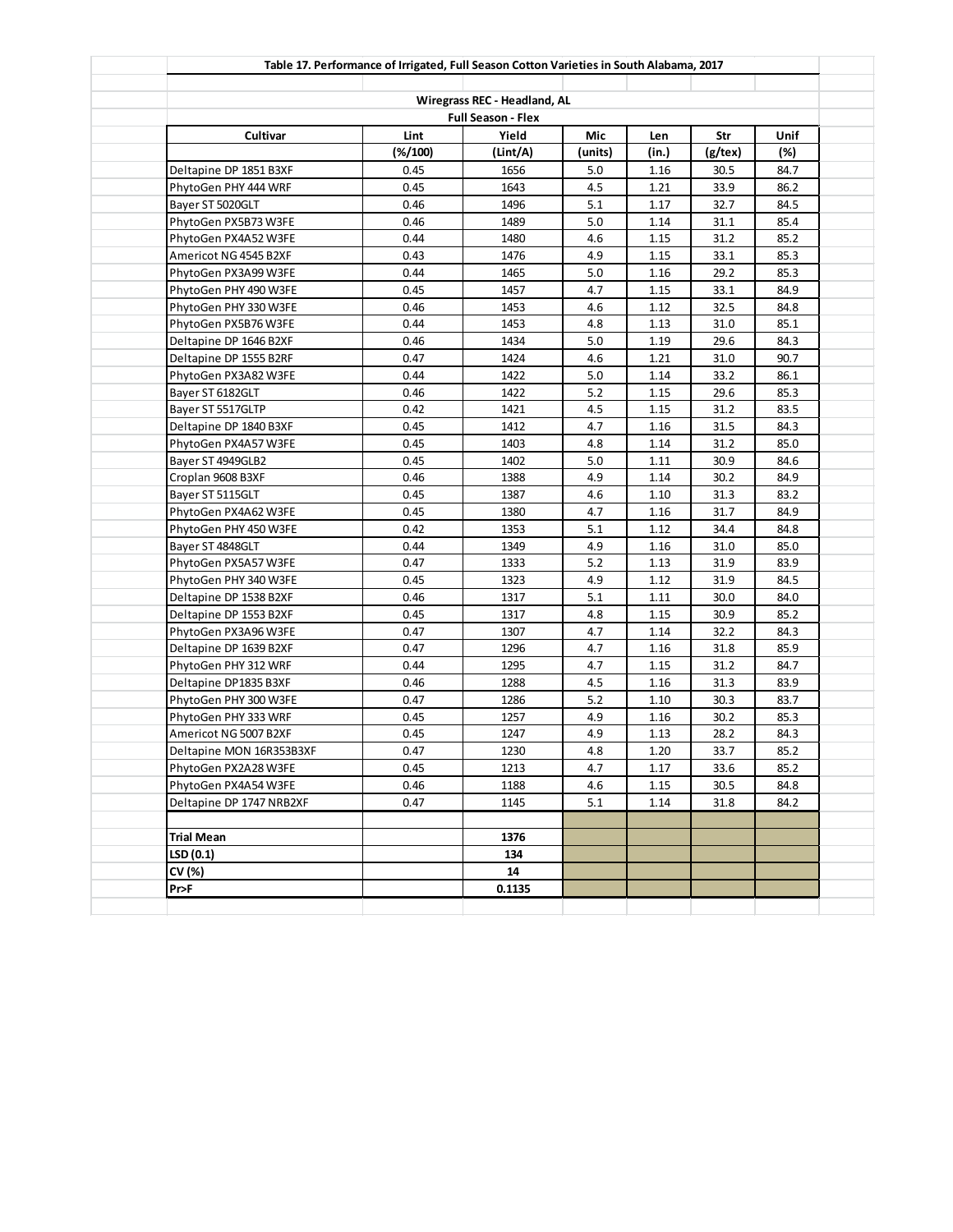## Table 17. Performance of Irrigated, Full Season Cotton Varieties in South Alabama, 2017

**Wiregrass REC - Headland, AL**

**Full Season - Flex**

| Cultivar | Lint | Yield | Mic | Len | Str | Unif |
|---|---|---|---|---|---|---|
| | (%/100) | (Lint/A) | (units) | (in.) | (g/tex) | (%) |
| Deltapine DP 1851 B3XF | 0.45 | 1656 | 5.0 | 1.16 | 30.5 | 84.7 |
| PhytoGen PHY 444 WRF | 0.45 | 1643 | 4.5 | 1.21 | 33.9 | 86.2 |
| Bayer ST 5020GLT | 0.46 | 1496 | 5.1 | 1.17 | 32.7 | 84.5 |
| PhytoGen PX5B73 W3FE | 0.46 | 1489 | 5.0 | 1.14 | 31.1 | 85.4 |
| PhytoGen PX4A52 W3FE | 0.44 | 1480 | 4.6 | 1.15 | 31.2 | 85.2 |
| Americot NG 4545 B2XF | 0.43 | 1476 | 4.9 | 1.15 | 33.1 | 85.3 |
| PhytoGen PX3A99 W3FE | 0.44 | 1465 | 5.0 | 1.16 | 29.2 | 85.3 |
| PhytoGen PHY 490 W3FE | 0.45 | 1457 | 4.7 | 1.15 | 33.1 | 84.9 |
| PhytoGen PHY 330 W3FE | 0.46 | 1453 | 4.6 | 1.12 | 32.5 | 84.8 |
| PhytoGen PX5B76 W3FE | 0.44 | 1453 | 4.8 | 1.13 | 31.0 | 85.1 |
| Deltapine DP 1646 B2XF | 0.46 | 1434 | 5.0 | 1.19 | 29.6 | 84.3 |
| Deltapine DP 1555 B2RF | 0.47 | 1424 | 4.6 | 1.21 | 31.0 | 90.7 |
| PhytoGen PX3A82 W3FE | 0.44 | 1422 | 5.0 | 1.14 | 33.2 | 86.1 |
| Bayer ST 6182GLT | 0.46 | 1422 | 5.2 | 1.15 | 29.6 | 85.3 |
| Bayer ST 5517GLTP | 0.42 | 1421 | 4.5 | 1.15 | 31.2 | 83.5 |
| Deltapine DP 1840 B3XF | 0.45 | 1412 | 4.7 | 1.16 | 31.5 | 84.3 |
| PhytoGen PX4A57 W3FE | 0.45 | 1403 | 4.8 | 1.14 | 31.2 | 85.0 |
| Bayer ST 4949GLB2 | 0.45 | 1402 | 5.0 | 1.11 | 30.9 | 84.6 |
| Croplan 9608 B3XF | 0.46 | 1388 | 4.9 | 1.14 | 30.2 | 84.9 |
| Bayer ST 5115GLT | 0.45 | 1387 | 4.6 | 1.10 | 31.3 | 83.2 |
| PhytoGen PX4A62 W3FE | 0.45 | 1380 | 4.7 | 1.16 | 31.7 | 84.9 |
| PhytoGen PHY 450 W3FE | 0.42 | 1353 | 5.1 | 1.12 | 34.4 | 84.8 |
| Bayer ST 4848GLT | 0.44 | 1349 | 4.9 | 1.16 | 31.0 | 85.0 |
| PhytoGen PX5A57 W3FE | 0.47 | 1333 | 5.2 | 1.13 | 31.9 | 83.9 |
| PhytoGen PHY 340 W3FE | 0.45 | 1323 | 4.9 | 1.12 | 31.9 | 84.5 |
| Deltapine DP 1538 B2XF | 0.46 | 1317 | 5.1 | 1.11 | 30.0 | 84.0 |
| Deltapine DP 1553 B2XF | 0.45 | 1317 | 4.8 | 1.15 | 30.9 | 85.2 |
| PhytoGen PX3A96 W3FE | 0.47 | 1307 | 4.7 | 1.14 | 32.2 | 84.3 |
| Deltapine DP 1639 B2XF | 0.47 | 1296 | 4.7 | 1.16 | 31.8 | 85.9 |
| PhytoGen PHY 312 WRF | 0.44 | 1295 | 4.7 | 1.15 | 31.2 | 84.7 |
| Deltapine DP1835 B3XF | 0.46 | 1288 | 4.5 | 1.16 | 31.3 | 83.9 |
| PhytoGen PHY 300 W3FE | 0.47 | 1286 | 5.2 | 1.10 | 30.3 | 83.7 |
| PhytoGen PHY 333 WRF | 0.45 | 1257 | 4.9 | 1.16 | 30.2 | 85.3 |
| Americot NG 5007 B2XF | 0.45 | 1247 | 4.9 | 1.13 | 28.2 | 84.3 |
| Deltapine MON 16R353B3XF | 0.47 | 1230 | 4.8 | 1.20 | 33.7 | 85.2 |
| PhytoGen PX2A28 W3FE | 0.45 | 1213 | 4.7 | 1.17 | 33.6 | 85.2 |
| PhytoGen PX4A54 W3FE | 0.46 | 1188 | 4.6 | 1.15 | 30.5 | 84.8 |
| Deltapine DP 1747 NRB2XF | 0.47 | 1145 | 5.1 | 1.14 | 31.8 | 84.2 |
| | | | | | | |
| **Trial Mean** | | **1376** | | | | |
| **LSD (0.1)** | | **134** | | | | |
| **CV (%)** | | **14** | | | | |
| **Pr>F** | | **0.1135** | | | | |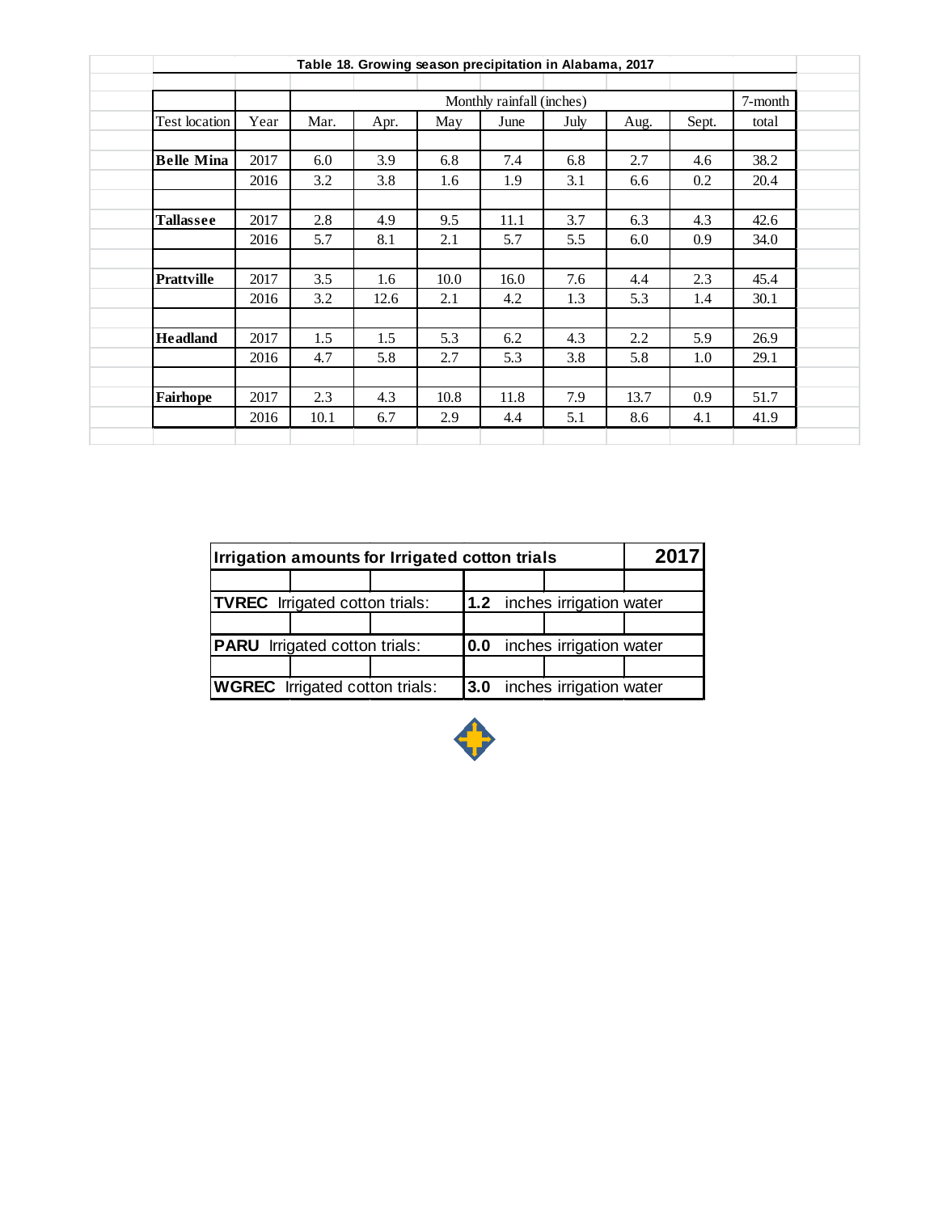**Table 18. Growing season precipitation in Alabama, 2017**

| Test location | Year | Monthly rainfall (inches) | | | | | | | 7-month |
|---|---|---|---|---|---|---|---|---|---|
| | | Mar. | Apr. | May | June | July | Aug. | Sept. | total |
| **Belle Mina** | 2017 | 6.0 | 3.9 | 6.8 | 7.4 | 6.8 | 2.7 | 4.6 | 38.2 |
| | 2016 | 3.2 | 3.8 | 1.6 | 1.9 | 3.1 | 6.6 | 0.2 | 20.4 |
| **Tallassee** | 2017 | 2.8 | 4.9 | 9.5 | 11.1 | 3.7 | 6.3 | 4.3 | 42.6 |
| | 2016 | 5.7 | 8.1 | 2.1 | 5.7 | 5.5 | 6.0 | 0.9 | 34.0 |
| **Prattville** | 2017 | 3.5 | 1.6 | 10.0 | 16.0 | 7.6 | 4.4 | 2.3 | 45.4 |
| | 2016 | 3.2 | 12.6 | 2.1 | 4.2 | 1.3 | 5.3 | 1.4 | 30.1 |
| **Headland** | 2017 | 1.5 | 1.5 | 5.3 | 6.2 | 4.3 | 2.2 | 5.9 | 26.9 |
| | 2016 | 4.7 | 5.8 | 2.7 | 5.3 | 3.8 | 5.8 | 1.0 | 29.1 |
| **Fairhope** | 2017 | 2.3 | 4.3 | 10.8 | 11.8 | 7.9 | 13.7 | 0.9 | 51.7 |
| | 2016 | 10.1 | 6.7 | 2.9 | 4.4 | 5.1 | 8.6 | 4.1 | 41.9 |

| **Irrigation amounts for Irrigated cotton trials** | **2017** |
|---|---|
| **TVREC** Irrigated cotton trials: | **1.2** inches irrigation water |
| **PARU** Irrigated cotton trials: | **0.0** inches irrigation water |
| **WGREC** Irrigated cotton trials: | **3.0** inches irrigation water |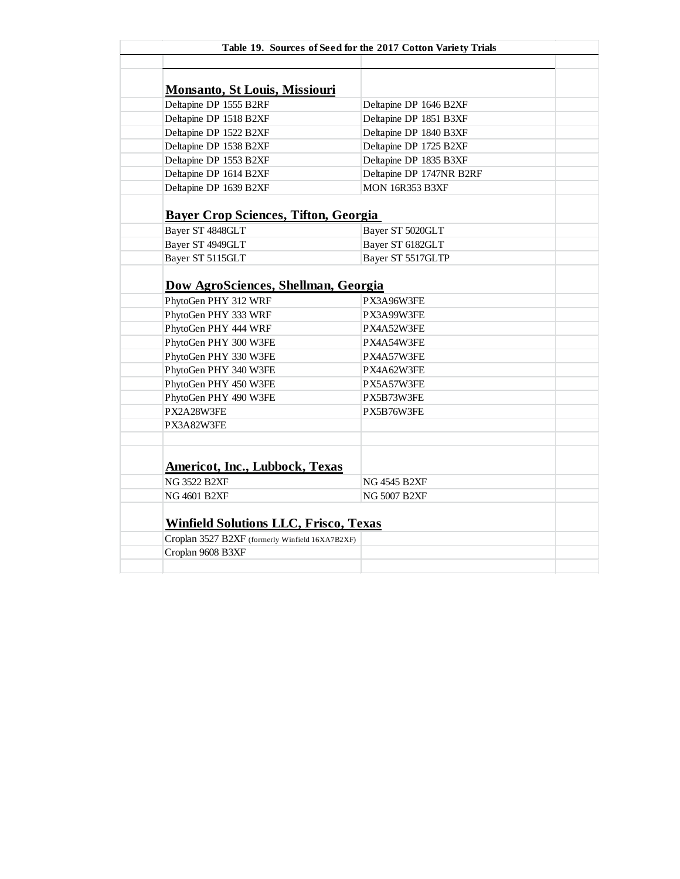**Table 19. Sources of Seed for the 2017 Cotton Variety Trials**

| | |
|---|---|
| **Monsanto, St Louis, Missiouri** | |
| Deltapine DP 1555 B2RF | Deltapine DP 1646 B2XF |
| Deltapine DP 1518 B2XF | Deltapine DP 1851 B3XF |
| Deltapine DP 1522 B2XF | Deltapine DP 1840 B3XF |
| Deltapine DP 1538 B2XF | Deltapine DP 1725 B2XF |
| Deltapine DP 1553 B2XF | Deltapine DP 1835 B3XF |
| Deltapine DP 1614 B2XF | Deltapine DP 1747NR B2RF |
| Deltapine DP 1639 B2XF | MON 16R353 B3XF |
| **Bayer Crop Sciences, Tifton, Georgia** | |
| Bayer ST 4848GLT | Bayer ST 5020GLT |
| Bayer ST 4949GLT | Bayer ST 6182GLT |
| Bayer ST 5115GLT | Bayer ST 5517GLTP |
| **Dow AgroSciences, Shellman, Georgia** | |
| PhytoGen PHY 312 WRF | PX3A96W3FE |
| PhytoGen PHY 333 WRF | PX3A99W3FE |
| PhytoGen PHY 444 WRF | PX4A52W3FE |
| PhytoGen PHY 300 W3FE | PX4A54W3FE |
| PhytoGen PHY 330 W3FE | PX4A57W3FE |
| PhytoGen PHY 340 W3FE | PX4A62W3FE |
| PhytoGen PHY 450 W3FE | PX5A57W3FE |
| PhytoGen PHY 490 W3FE | PX5B73W3FE |
| PX2A28W3FE | PX5B76W3FE |
| PX3A82W3FE | |
| **Americot, Inc., Lubbock, Texas** | |
| NG 3522 B2XF | NG 4545 B2XF |
| NG 4601 B2XF | NG 5007 B2XF |
| **Winfield Solutions LLC, Frisco, Texas** | |
| Croplan 3527 B2XF (formerly Winfield 16XA7B2XF) | |
| Croplan 9608 B3XF | |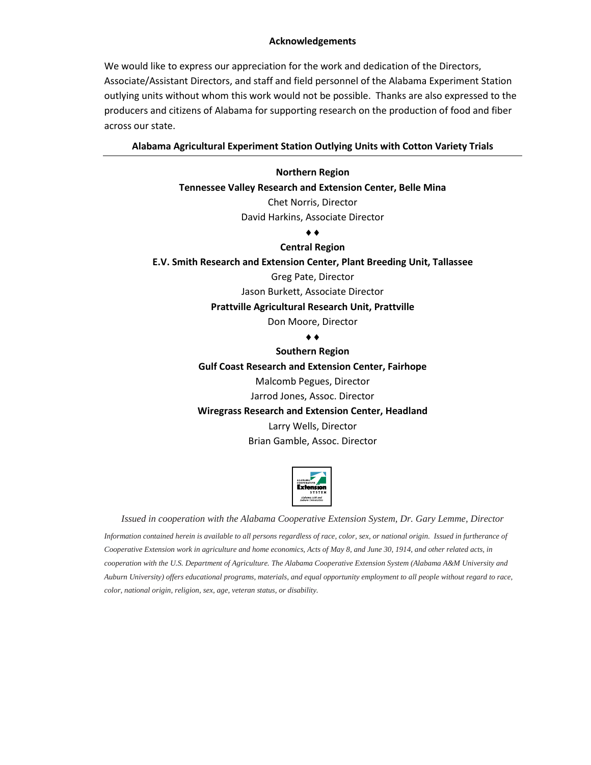## Acknowledgements

We would like to express our appreciation for the work and dedication of the Directors, Associate/Assistant Directors, and staff and field personnel of the Alabama Experiment Station outlying units without whom this work would not be possible. Thanks are also expressed to the producers and citizens of Alabama for supporting research on the production of food and fiber across our state.

**Alabama Agricultural Experiment Station Outlying Units with Cotton Variety Trials**

---

**Northern Region**

**Tennessee Valley Research and Extension Center, Belle Mina**

Chet Norris, Director

David Harkins, Associate Director

♦ ♦

**Central Region**

**E.V. Smith Research and Extension Center, Plant Breeding Unit, Tallassee**

Greg Pate, Director

Jason Burkett, Associate Director

**Prattville Agricultural Research Unit, Prattville**

Don Moore, Director

♦ ♦

**Southern Region**

**Gulf Coast Research and Extension Center, Fairhope**

Malcomb Pegues, Director

Jarrod Jones, Assoc. Director

**Wiregrass Research and Extension Center, Headland**

Larry Wells, Director

Brian Gamble, Assoc. Director

ALABAMA COOPERATIVE Extension SYSTEM Alabama A&M and Auburn Universities

*Issued in cooperation with the Alabama Cooperative Extension System, Dr. Gary Lemme, Director*

*Information contained herein is available to all persons regardless of race, color, sex, or national origin. Issued in furtherance of Cooperative Extension work in agriculture and home economics, Acts of May 8, and June 30, 1914, and other related acts, in cooperation with the U.S. Department of Agriculture. The Alabama Cooperative Extension System (Alabama A&M University and Auburn University) offers educational programs, materials, and equal opportunity employment to all people without regard to race, color, national origin, religion, sex, age, veteran status, or disability.*